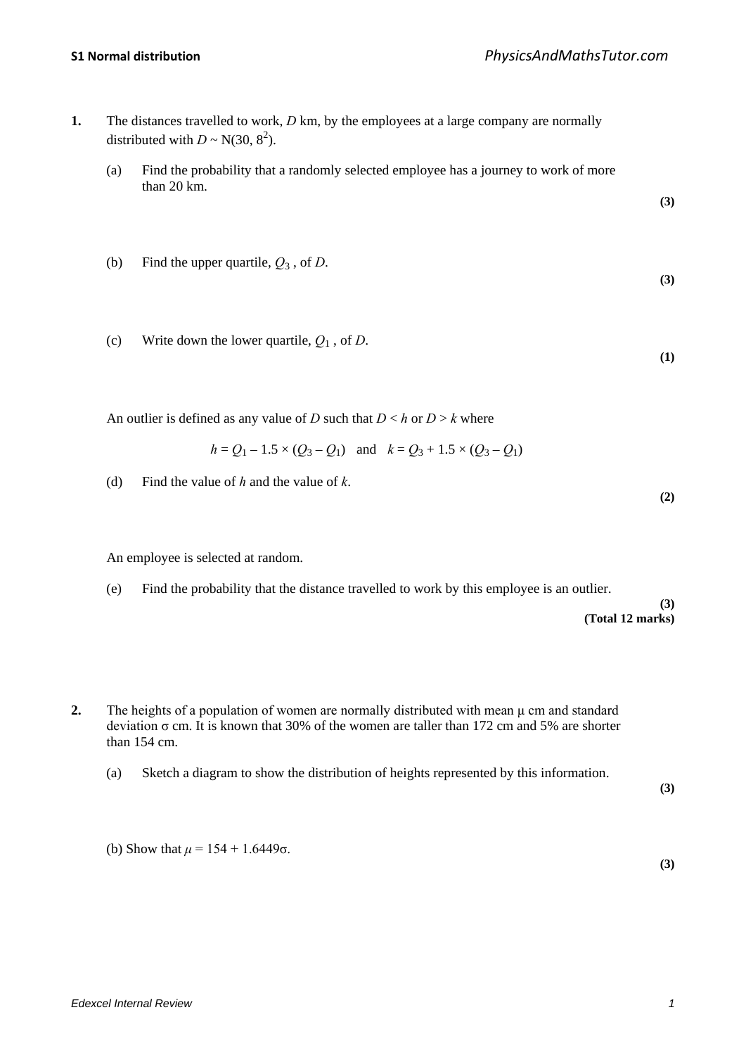**1.** The distances travelled to work, $D$ km, by the employees at a large company are normally distributed with $D \sim N(30, 8^2)$.

(a) Find the probability that a randomly selected employee has a journey to work of more than 20 km.

**(3)**

(b) Find the upper quartile, $Q_3$, of $D$.

**(3)**

(c) Write down the lower quartile, $Q_1$, of $D$.

**(1)**

An outlier is defined as any value of $D$ such that $D < h$ or $D > k$ where

$$h = Q_1 - 1.5 \times (Q_3 - Q_1) \quad \text{and} \quad k = Q_3 + 1.5 \times (Q_3 - Q_1)$$

(d) Find the value of $h$ and the value of $k$.

**(2)**

An employee is selected at random.

(e) Find the probability that the distance travelled to work by this employee is an outlier.

**(3)**

**(Total 12 marks)**

**2.** The heights of a population of women are normally distributed with mean μ cm and standard deviation σ cm. It is known that 30% of the women are taller than 172 cm and 5% are shorter than 154 cm.

(a) Sketch a diagram to show the distribution of heights represented by this information.

**(3)**

(b) Show that $\mu = 154 + 1.6449\sigma$.

**(3)**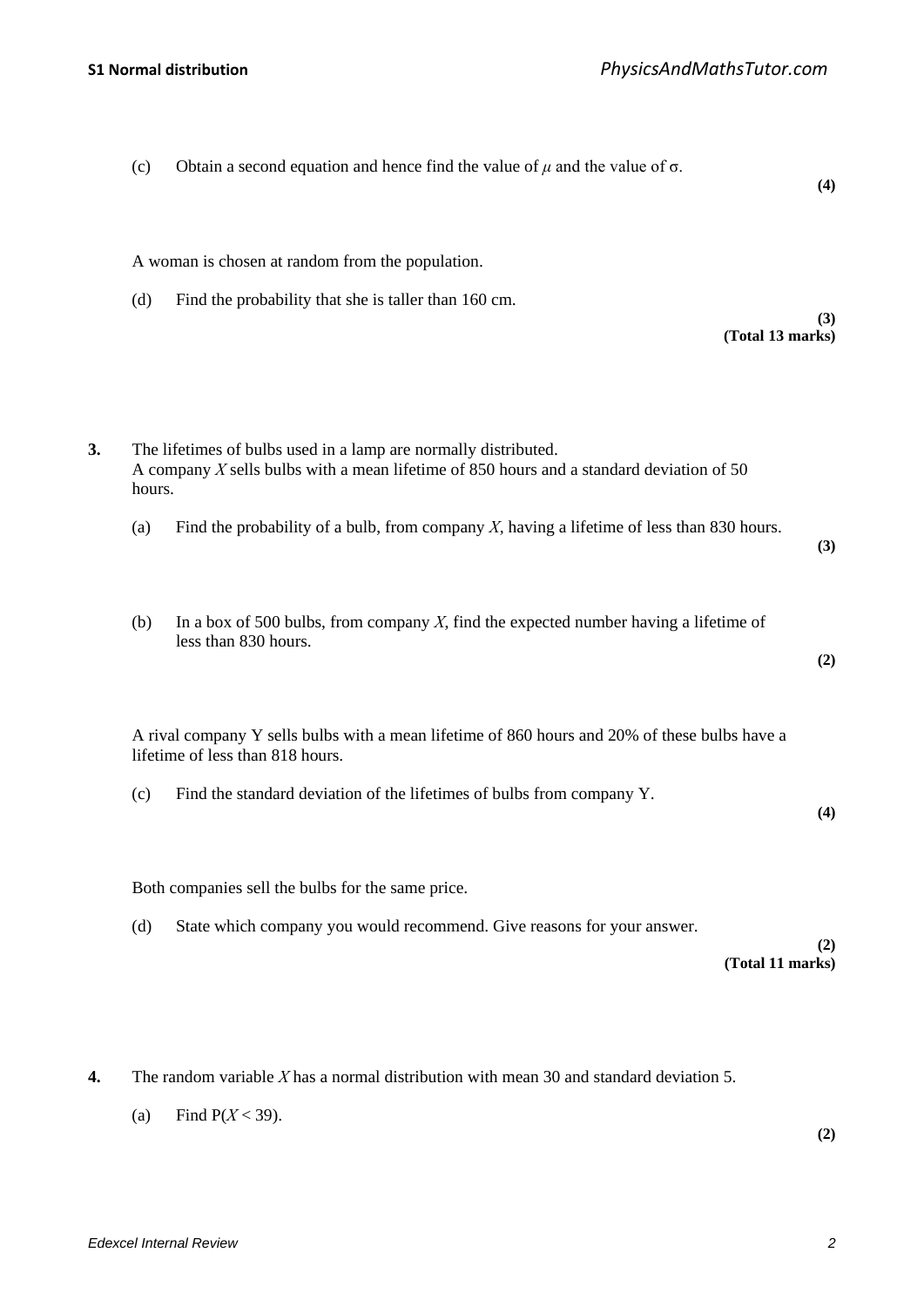(c) Obtain a second equation and hence find the value of $\mu$ and the value of $\sigma$.
**(4)**

A woman is chosen at random from the population.

(d) Find the probability that she is taller than 160 cm.
**(3)**
**(Total 13 marks)**

**3.** The lifetimes of bulbs used in a lamp are normally distributed.
A company $X$ sells bulbs with a mean lifetime of 850 hours and a standard deviation of 50 hours.

(a) Find the probability of a bulb, from company $X$, having a lifetime of less than 830 hours.
**(3)**

(b) In a box of 500 bulbs, from company $X$, find the expected number having a lifetime of less than 830 hours.
**(2)**

A rival company Y sells bulbs with a mean lifetime of 860 hours and 20% of these bulbs have a lifetime of less than 818 hours.

(c) Find the standard deviation of the lifetimes of bulbs from company Y.
**(4)**

Both companies sell the bulbs for the same price.

(d) State which company you would recommend. Give reasons for your answer.
**(2)**
**(Total 11 marks)**

**4.** The random variable $X$ has a normal distribution with mean 30 and standard deviation 5.

(a) Find $P(X < 39)$.
**(2)**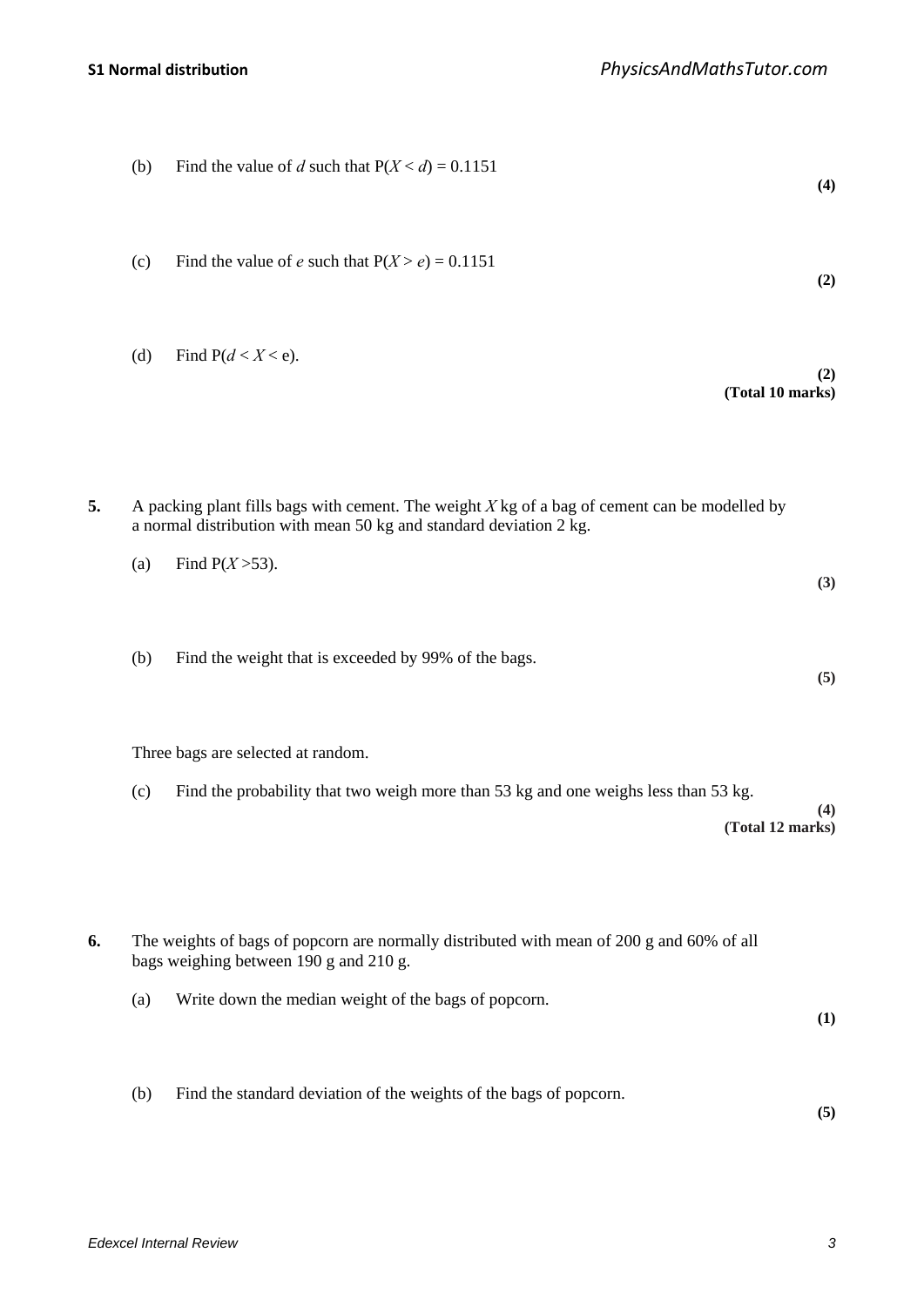(b) Find the value of $d$ such that $P(X < d) = 0.1151$ **(4)**

(c) Find the value of $e$ such that $P(X > e) = 0.1151$ **(2)**

(d) Find $P(d < X < e)$. **(2)**

**(Total 10 marks)**

**5.** A packing plant fills bags with cement. The weight $X$ kg of a bag of cement can be modelled by a normal distribution with mean 50 kg and standard deviation 2 kg.

(a) Find $P(X > 53)$. **(3)**

(b) Find the weight that is exceeded by 99% of the bags. **(5)**

Three bags are selected at random.

(c) Find the probability that two weigh more than 53 kg and one weighs less than 53 kg. **(4)**

**(Total 12 marks)**

**6.** The weights of bags of popcorn are normally distributed with mean of 200 g and 60% of all bags weighing between 190 g and 210 g.

(a) Write down the median weight of the bags of popcorn. **(1)**

(b) Find the standard deviation of the weights of the bags of popcorn. **(5)**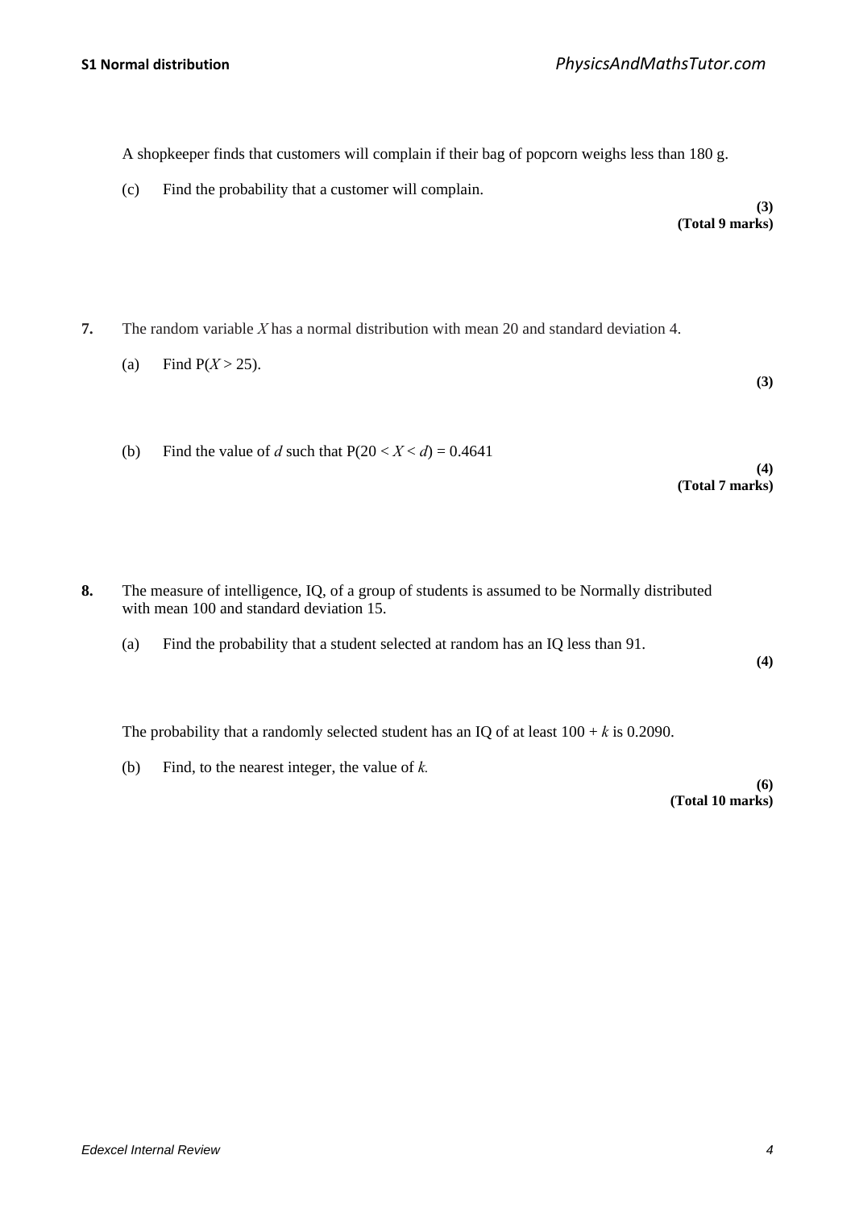A shopkeeper finds that customers will complain if their bag of popcorn weighs less than 180 g.

(c) Find the probability that a customer will complain.

**(3)**
**(Total 9 marks)**

**7.** The random variable $X$ has a normal distribution with mean 20 and standard deviation 4.

(a) Find $P(X > 25)$.

**(3)**

(b) Find the value of $d$ such that $P(20 < X < d) = 0.4641$

**(4)**
**(Total 7 marks)**

**8.** The measure of intelligence, IQ, of a group of students is assumed to be Normally distributed with mean 100 and standard deviation 15.

(a) Find the probability that a student selected at random has an IQ less than 91.

**(4)**

The probability that a randomly selected student has an IQ of at least $100 + k$ is 0.2090.

(b) Find, to the nearest integer, the value of $k$.

**(6)**
**(Total 10 marks)**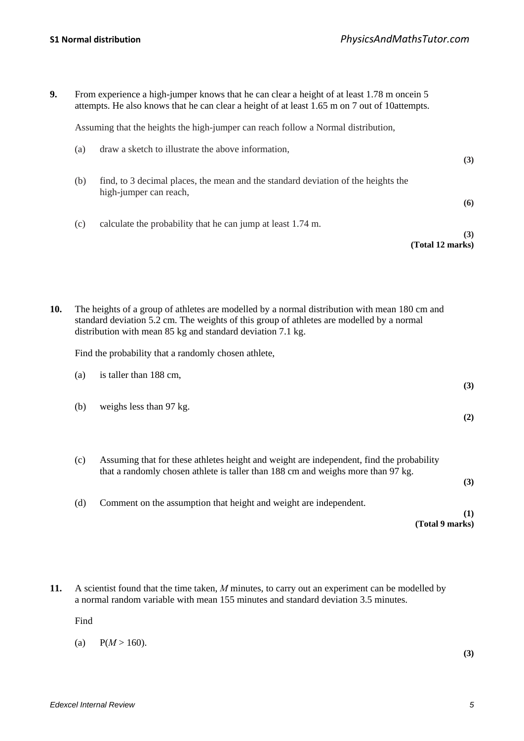**9.** From experience a high-jumper knows that he can clear a height of at least 1.78 m oncein 5 attempts. He also knows that he can clear a height of at least 1.65 m on 7 out of 10attempts.

Assuming that the heights the high-jumper can reach follow a Normal distribution,

(a) draw a sketch to illustrate the above information, **(3)**

(b) find, to 3 decimal places, the mean and the standard deviation of the heights the high-jumper can reach, **(6)**

(c) calculate the probability that he can jump at least 1.74 m. **(3)**

**(Total 12 marks)**

**10.** The heights of a group of athletes are modelled by a normal distribution with mean 180 cm and standard deviation 5.2 cm. The weights of this group of athletes are modelled by a normal distribution with mean 85 kg and standard deviation 7.1 kg.

Find the probability that a randomly chosen athlete,

(a) is taller than 188 cm, **(3)**

(b) weighs less than 97 kg. **(2)**

(c) Assuming that for these athletes height and weight are independent, find the probability that a randomly chosen athlete is taller than 188 cm and weighs more than 97 kg. **(3)**

(d) Comment on the assumption that height and weight are independent. **(1)**

**(Total 9 marks)**

**11.** A scientist found that the time taken, $M$ minutes, to carry out an experiment can be modelled by a normal random variable with mean 155 minutes and standard deviation 3.5 minutes.

Find

(a) $P(M > 160)$. **(3)**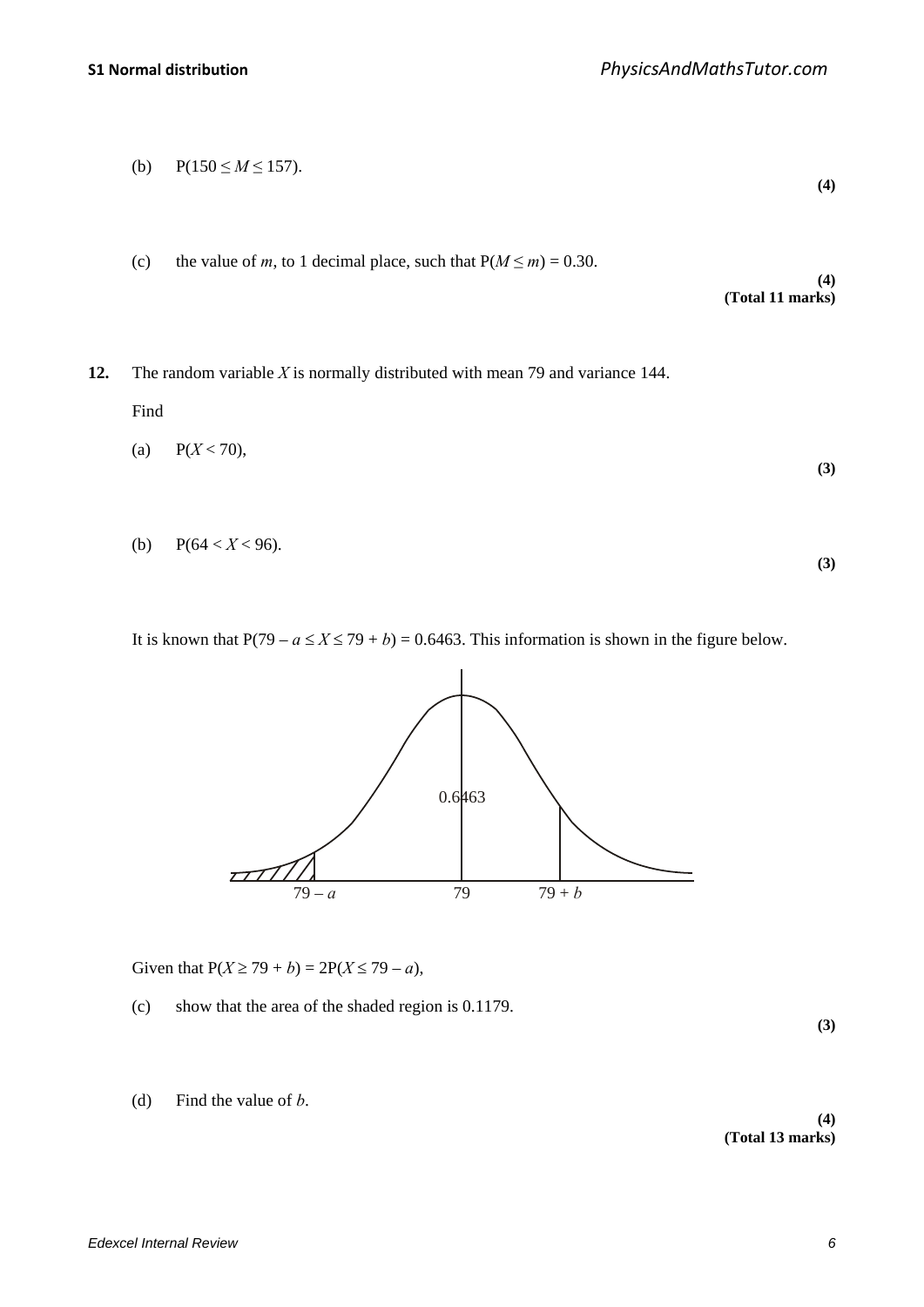(b) $P(150 \leq M \leq 157)$.

**(4)**

(c) the value of $m$, to 1 decimal place, such that $P(M \leq m) = 0.30$.

**(4)**
**(Total 11 marks)**

**12.** The random variable $X$ is normally distributed with mean 79 and variance 144.

Find

(a) $P(X < 70)$,

**(3)**

(b) $P(64 < X < 96)$.

**(3)**

It is known that $P(79 - a \leq X \leq 79 + b) = 0.6463$. This information is shown in the figure below.

Given that $P(X \geq 79 + b) = 2P(X \leq 79 - a)$,

(c) show that the area of the shaded region is 0.1179.

**(3)**

(d) Find the value of $b$.

**(4)**
**(Total 13 marks)**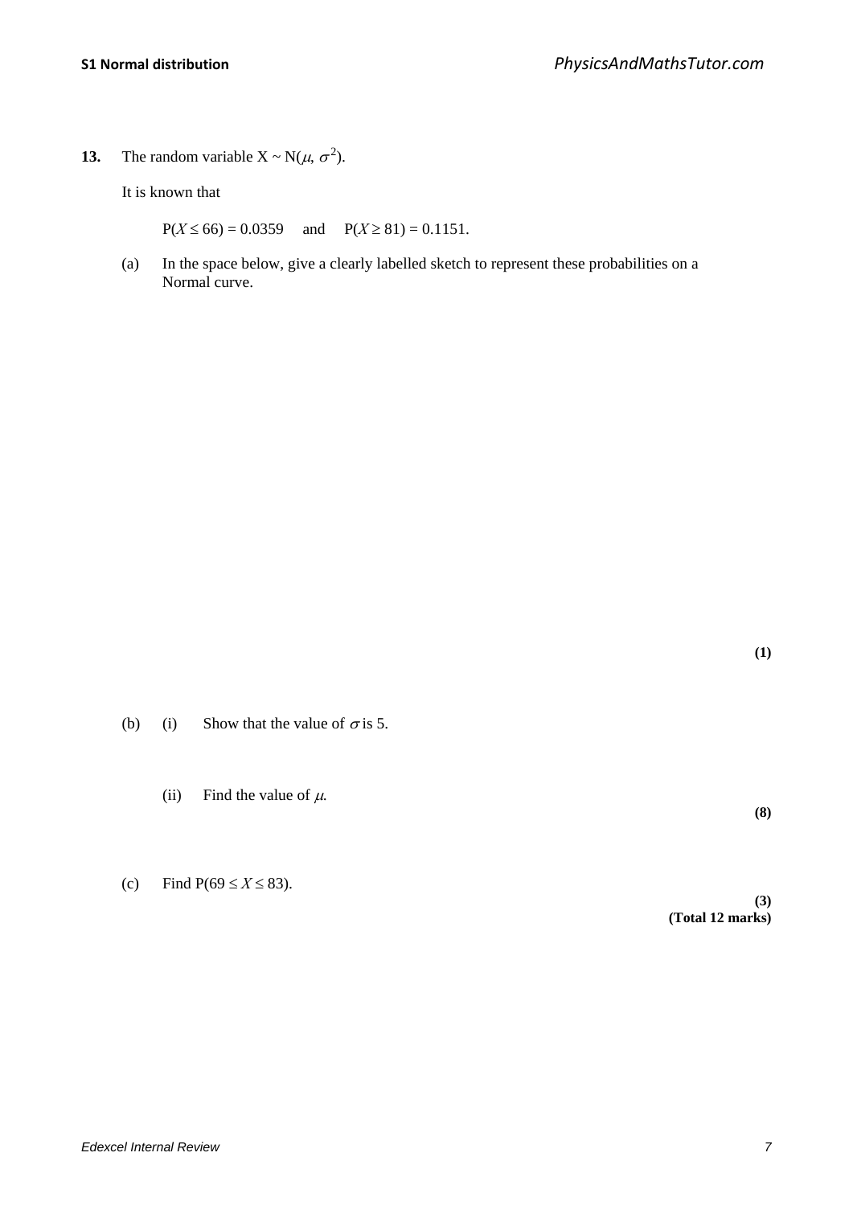**13.** The random variable $X \sim N(\mu, \sigma^2)$.

It is known that

$P(X \leq 66) = 0.0359$ and $P(X \geq 81) = 0.1151$.

(a) In the space below, give a clearly labelled sketch to represent these probabilities on a Normal curve.

**(1)**

(b) (i) Show that the value of $\sigma$ is 5.

(ii) Find the value of $\mu$.

**(8)**

(c) Find $P(69 \leq X \leq 83)$.

**(3)**
**(Total 12 marks)**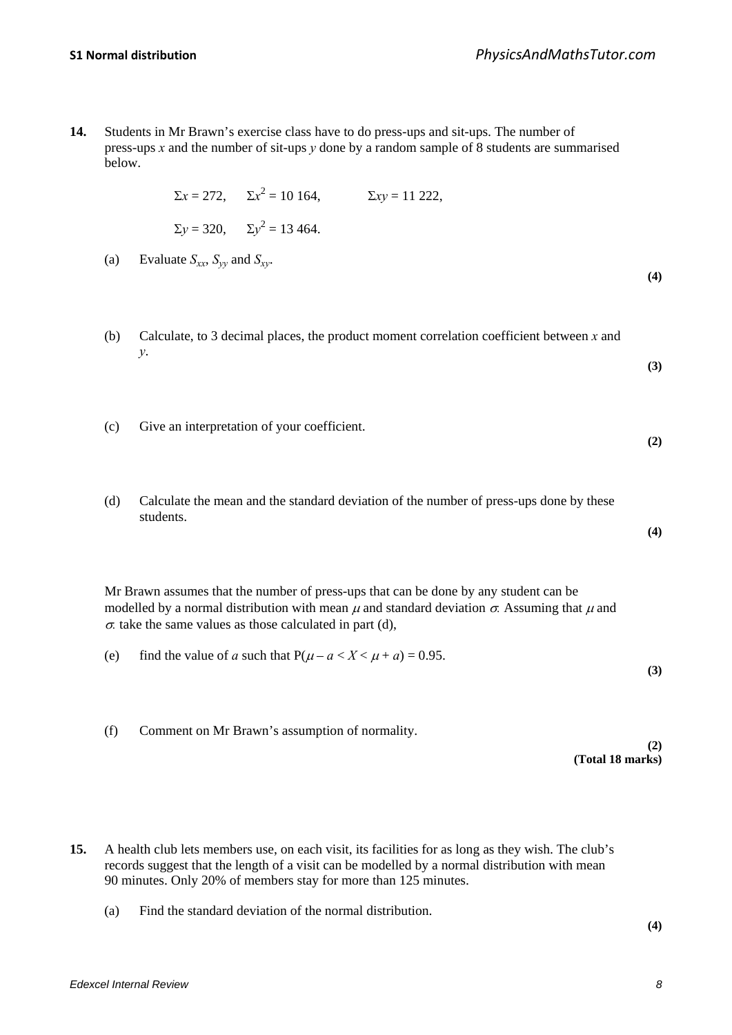**14.** Students in Mr Brawn's exercise class have to do press-ups and sit-ups. The number of press-ups $x$ and the number of sit-ups $y$ done by a random sample of 8 students are summarised below.

$$\Sigma x = 272, \quad \Sigma x^2 = 10\,164, \quad \Sigma xy = 11\,222,$$

$$\Sigma y = 320, \quad \Sigma y^2 = 13\,464.$$

(a) Evaluate $S_{xx}$, $S_{yy}$ and $S_{xy}$.

**(4)**

(b) Calculate, to 3 decimal places, the product moment correlation coefficient between $x$ and $y$.

**(3)**

(c) Give an interpretation of your coefficient.

**(2)**

(d) Calculate the mean and the standard deviation of the number of press-ups done by these students.

**(4)**

Mr Brawn assumes that the number of press-ups that can be done by any student can be modelled by a normal distribution with mean $\mu$ and standard deviation $\sigma$. Assuming that $\mu$ and $\sigma$ take the same values as those calculated in part (d),

(e) find the value of $a$ such that $P(\mu - a < X < \mu + a) = 0.95$.

**(3)**

(f) Comment on Mr Brawn's assumption of normality.

**(2)**
**(Total 18 marks)**

**15.** A health club lets members use, on each visit, its facilities for as long as they wish. The club's records suggest that the length of a visit can be modelled by a normal distribution with mean 90 minutes. Only 20% of members stay for more than 125 minutes.

(a) Find the standard deviation of the normal distribution.

**(4)**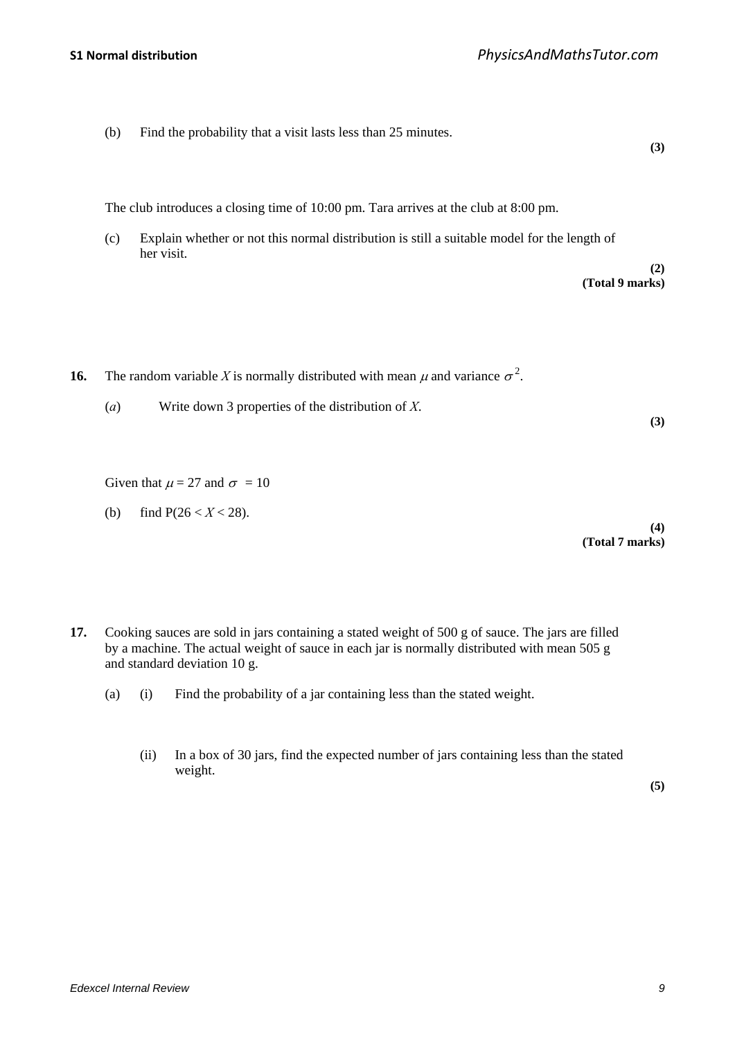(b) Find the probability that a visit lasts less than 25 minutes.

**(3)**

The club introduces a closing time of 10:00 pm. Tara arrives at the club at 8:00 pm.

(c) Explain whether or not this normal distribution is still a suitable model for the length of her visit.

**(2)**
**(Total 9 marks)**

**16.** The random variable $X$ is normally distributed with mean $\mu$ and variance $\sigma^2$.

(*a*) Write down 3 properties of the distribution of $X$.

**(3)**

Given that $\mu = 27$ and $\sigma = 10$

(b) find $P(26 < X < 28)$.

**(4)**
**(Total 7 marks)**

**17.** Cooking sauces are sold in jars containing a stated weight of 500 g of sauce. The jars are filled by a machine. The actual weight of sauce in each jar is normally distributed with mean 505 g and standard deviation 10 g.

(a) (i) Find the probability of a jar containing less than the stated weight.

(ii) In a box of 30 jars, find the expected number of jars containing less than the stated weight.

**(5)**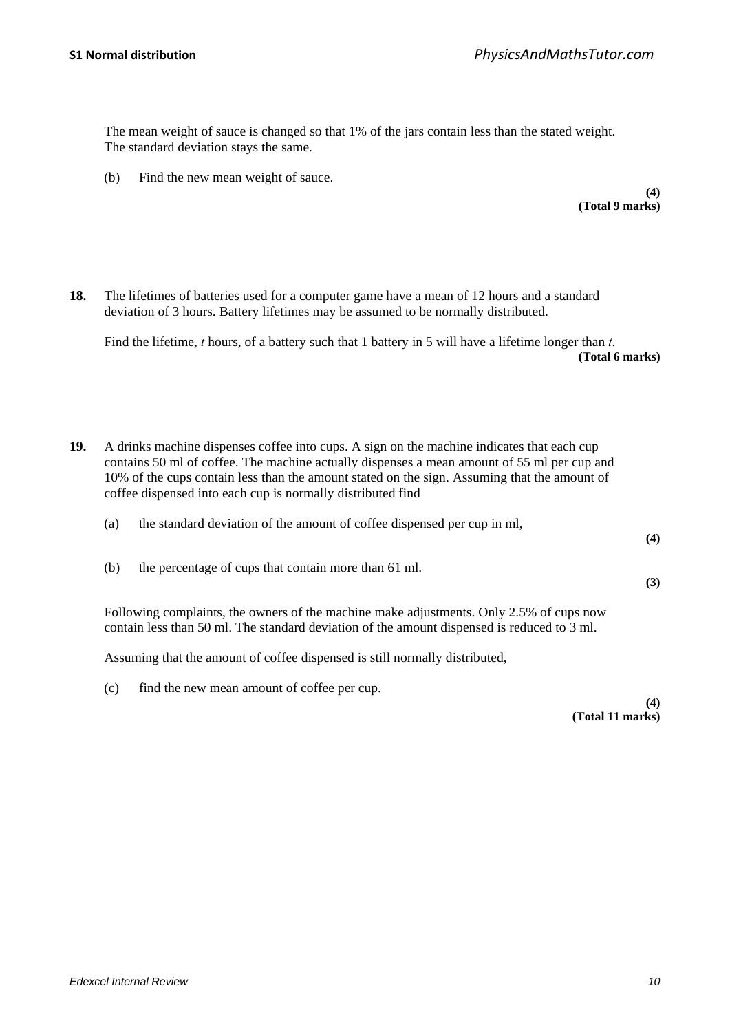The mean weight of sauce is changed so that 1% of the jars contain less than the stated weight. The standard deviation stays the same.

(b) Find the new mean weight of sauce.

**(4)**
**(Total 9 marks)**

**18.** The lifetimes of batteries used for a computer game have a mean of 12 hours and a standard deviation of 3 hours. Battery lifetimes may be assumed to be normally distributed.

Find the lifetime, $t$ hours, of a battery such that 1 battery in 5 will have a lifetime longer than $t$.

**(Total 6 marks)**

**19.** A drinks machine dispenses coffee into cups. A sign on the machine indicates that each cup contains 50 ml of coffee. The machine actually dispenses a mean amount of 55 ml per cup and 10% of the cups contain less than the amount stated on the sign. Assuming that the amount of coffee dispensed into each cup is normally distributed find

(a) the standard deviation of the amount of coffee dispensed per cup in ml,

**(4)**

(b) the percentage of cups that contain more than 61 ml.

**(3)**

Following complaints, the owners of the machine make adjustments. Only 2.5% of cups now contain less than 50 ml. The standard deviation of the amount dispensed is reduced to 3 ml.

Assuming that the amount of coffee dispensed is still normally distributed,

(c) find the new mean amount of coffee per cup.

**(4)**
**(Total 11 marks)**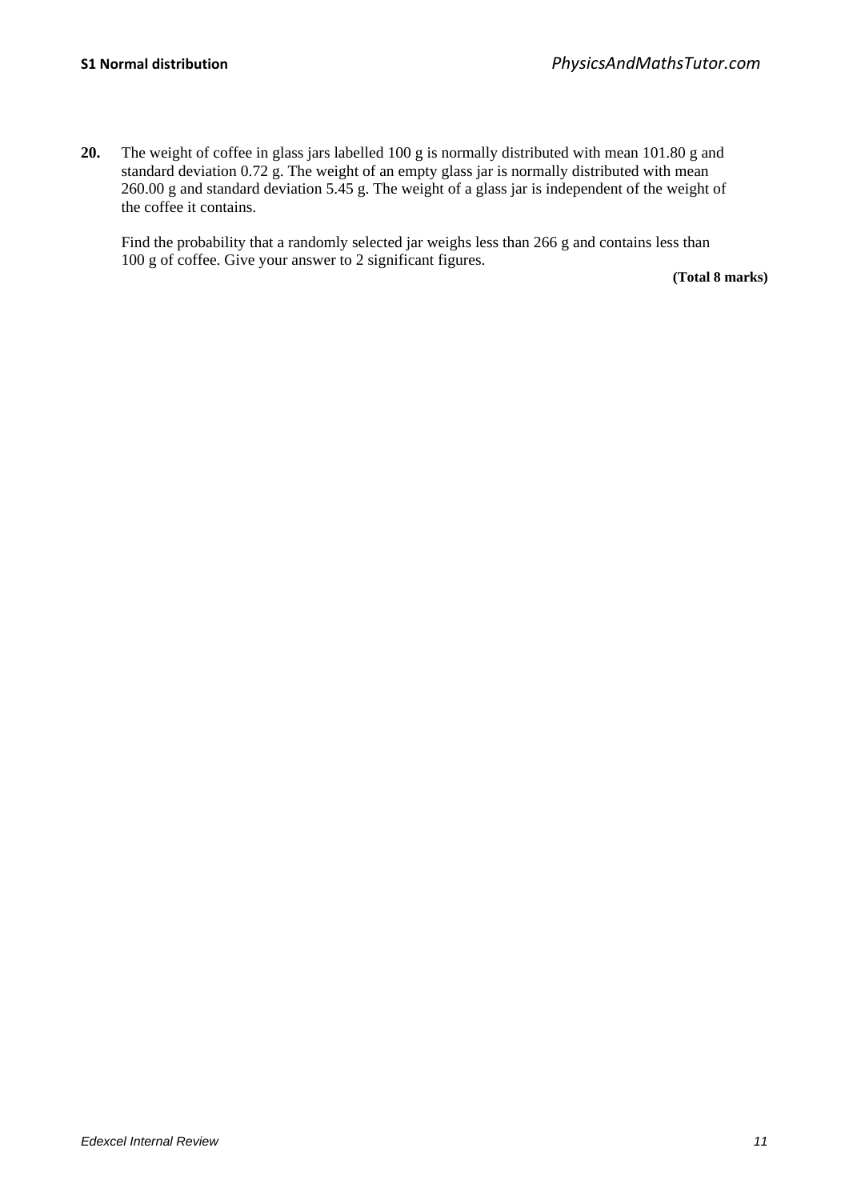**20.** The weight of coffee in glass jars labelled 100 g is normally distributed with mean 101.80 g and standard deviation 0.72 g. The weight of an empty glass jar is normally distributed with mean 260.00 g and standard deviation 5.45 g. The weight of a glass jar is independent of the weight of the coffee it contains.

Find the probability that a randomly selected jar weighs less than 266 g and contains less than 100 g of coffee. Give your answer to 2 significant figures.

**(Total 8 marks)**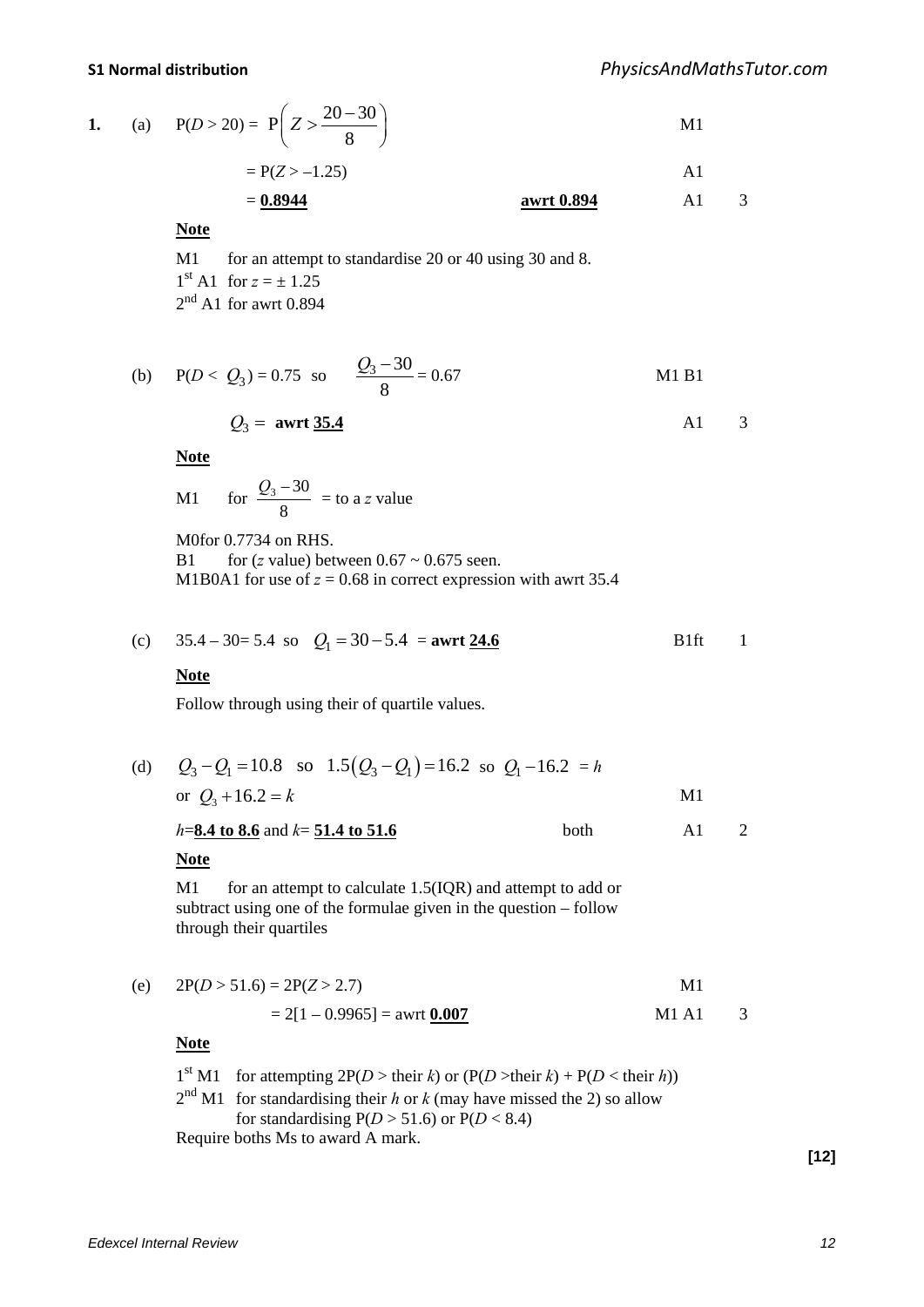**1.** (a) $\text{P}(D > 20) = \text{P}\left(Z > \dfrac{20-30}{8}\right)$ M1

$= \text{P}(Z > -1.25)$ A1

$= \underline{\mathbf{0.8944}}$ **awrt 0.894** A1 3

**Note**

M1 for an attempt to standardise 20 or 40 using 30 and 8.
1st A1 for $z = \pm 1.25$
2nd A1 for awrt 0.894

(b) $\text{P}(D < Q_3) = 0.75$ so $\dfrac{Q_3 - 30}{8} = 0.67$ M1 B1

$Q_3 =$ **awrt** $\underline{\mathbf{35.4}}$ A1 3

**Note**

M1 for $\dfrac{Q_3 - 30}{8}$ = to a $z$ value

M0for 0.7734 on RHS.
B1 for ($z$ value) between 0.67 ~ 0.675 seen.
M1B0A1 for use of $z = 0.68$ in correct expression with awrt 35.4

(c) $35.4 - 30 = 5.4$ so $Q_1 = 30 - 5.4$ = **awrt** $\underline{\mathbf{24.6}}$ B1ft 1

**Note**

Follow through using their of quartile values.

(d) $Q_3 - Q_1 = 10.8$ so $1.5(Q_3 - Q_1) = 16.2$ so $Q_1 - 16.2 = h$
or $Q_3 + 16.2 = k$ M1

$h$=**8.4 to 8.6** and $k$= **51.4 to 51.6** both A1 2

**Note**

M1 for an attempt to calculate 1.5(IQR) and attempt to add or subtract using one of the formulae given in the question – follow through their quartiles

(e) $2\text{P}(D > 51.6) = 2\text{P}(Z > 2.7)$ M1

$= 2[1 - 0.9965]$ = awrt $\underline{\mathbf{0.007}}$ M1 A1 3

**Note**

1st M1 for attempting $2\text{P}(D >$ their $k)$ or $(\text{P}(D >$their $k) + \text{P}(D <$ their $h))$
2nd M1 for standardising their $h$ or $k$ (may have missed the 2) so allow for standardising $\text{P}(D > 51.6)$ or $\text{P}(D < 8.4)$
Require boths Ms to award A mark.

**[12]**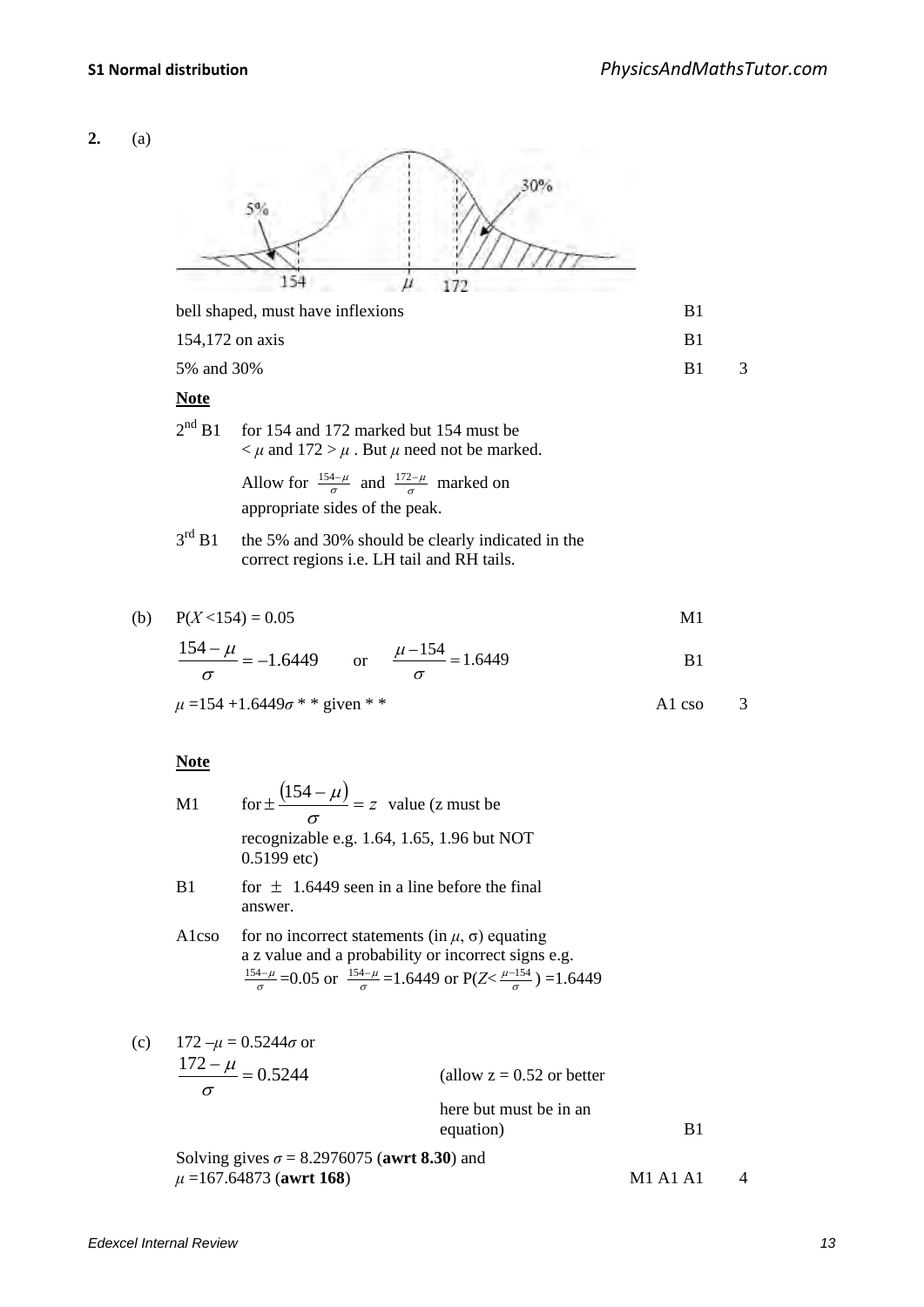**2.** (a)

| | | |
|---|---|---|
| bell shaped, must have inflexions | B1 | |
| 154,172 on axis | B1 | |
| 5% and 30% | B1 | 3 |

**Note**

$2^{nd}$ B1 for 154 and 172 marked but 154 must be $< \mu$ and $172 > \mu$. But $\mu$ need not be marked.

Allow for $\frac{154-\mu}{\sigma}$ and $\frac{172-\mu}{\sigma}$ marked on appropriate sides of the peak.

$3^{rd}$ B1 the 5% and 30% should be clearly indicated in the correct regions i.e. LH tail and RH tails.

(b)

| | | |
|---|---|---|
| $P(X < 154) = 0.05$ | M1 | |
| $\dfrac{154-\mu}{\sigma} = -1.6449$ or $\dfrac{\mu - 154}{\sigma} = 1.6449$ | B1 | |
| $\mu = 154 + 1.6449\sigma$ * * given * * | A1 cso | 3 |

**Note**

M1 for $\pm\dfrac{(154-\mu)}{\sigma} = z$ value (z must be recognizable e.g. 1.64, 1.65, 1.96 but NOT 0.5199 etc)

B1 for $\pm$ 1.6449 seen in a line before the final answer.

A1cso for no incorrect statements (in $\mu$, σ) equating a z value and a probability or incorrect signs e.g. $\frac{154-\mu}{\sigma} = 0.05$ or $\frac{154-\mu}{\sigma} = 1.6449$ or $P(Z < \frac{\mu - 154}{\sigma}) = 1.6449$

(c)

| | | | |
|---|---|---|---|
| $172 - \mu = 0.5244\sigma$ or $\dfrac{172-\mu}{\sigma} = 0.5244$ | (allow z = 0.52 or better here but must be in an equation) | B1 | |
| Solving gives $\sigma = 8.2976075$ (**awrt 8.30**) and $\mu = 167.64873$ (**awrt 168**) | | M1 A1 A1 | 4 |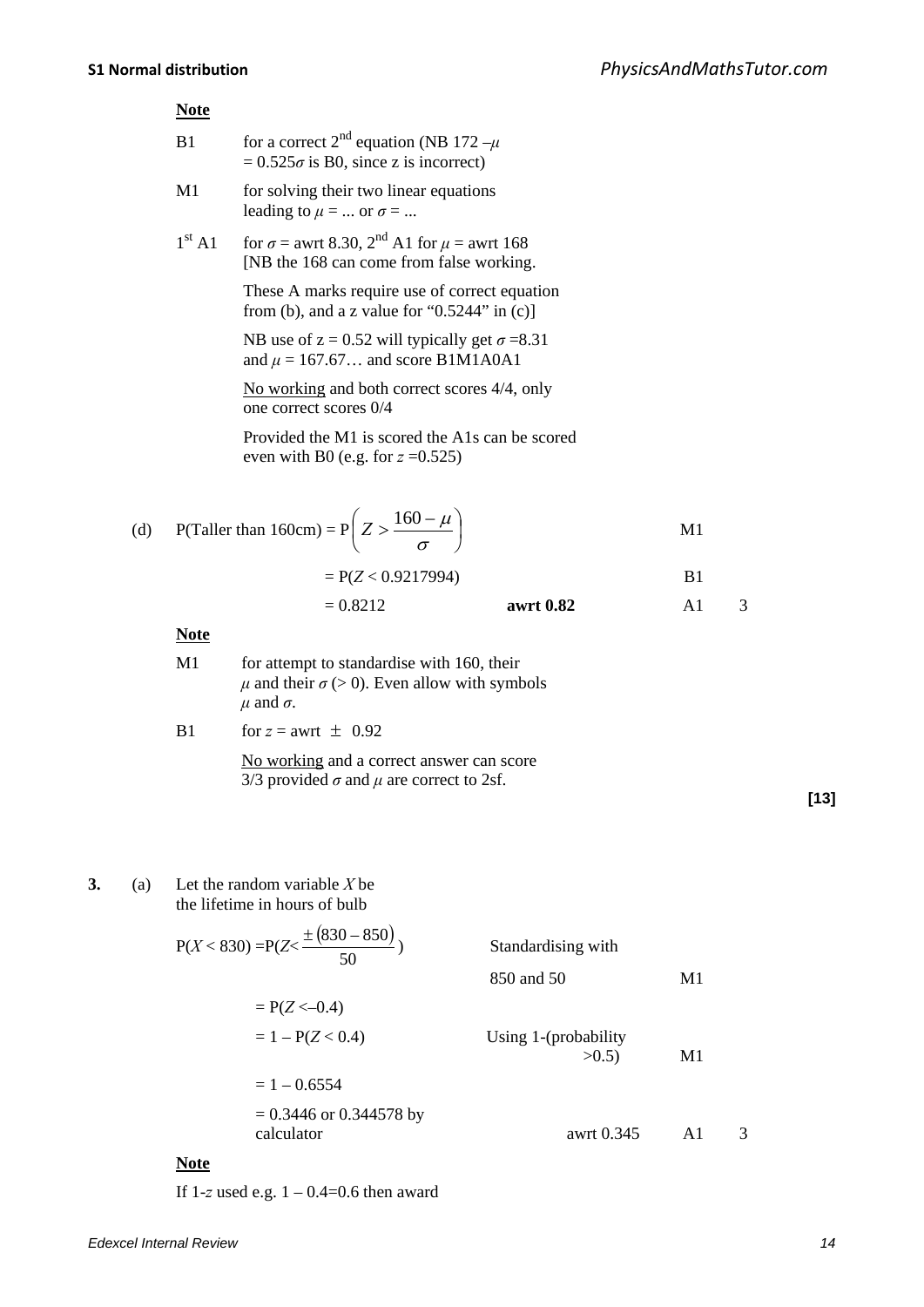**Note**

B1 for a correct $2^{nd}$ equation (NB $172 - \mu = 0.525\sigma$ is B0, since z is incorrect)

M1 for solving their two linear equations leading to $\mu = ...$ or $\sigma = ...$

$1^{st}$ A1 for $\sigma$ = awrt 8.30, $2^{nd}$ A1 for $\mu$ = awrt 168 [NB the 168 can come from false working.

These A marks require use of correct equation from (b), and a z value for "0.5244" in (c)]

NB use of z = 0.52 will typically get $\sigma$ =8.31 and $\mu$ = 167.67… and score B1M1A0A1

No working and both correct scores 4/4, only one correct scores 0/4

Provided the M1 is scored the A1s can be scored even with B0 (e.g. for $z$ =0.525)

(d) P(Taller than 160cm) = $\text{P}\left(Z > \dfrac{160 - \mu}{\sigma}\right)$ M1

$= \text{P}(Z < 0.9217994)$ B1

$= 0.8212$ **awrt 0.82** A1 3

**Note**

M1 for attempt to standardise with 160, their $\mu$ and their $\sigma$ (> 0). Even allow with symbols $\mu$ and $\sigma$.

B1 for $z$ = awrt $\pm$ 0.92

No working and a correct answer can score 3/3 provided $\sigma$ and $\mu$ are correct to 2sf.

**[13]**

**3.** (a) Let the random variable $X$ be the lifetime in hours of bulb

$\text{P}(X < 830) = \text{P}(Z < \dfrac{\pm(830 - 850)}{50})$ Standardising with 850 and 50 M1

$= \text{P}(Z < -0.4)$

$= 1 - \text{P}(Z < 0.4)$ Using 1-(probability >0.5) M1

$= 1 - 0.6554$

$= 0.3446$ or 0.344578 by calculator awrt 0.345 A1 3

**Note**

If 1-$z$ used e.g. $1 - 0.4 = 0.6$ then award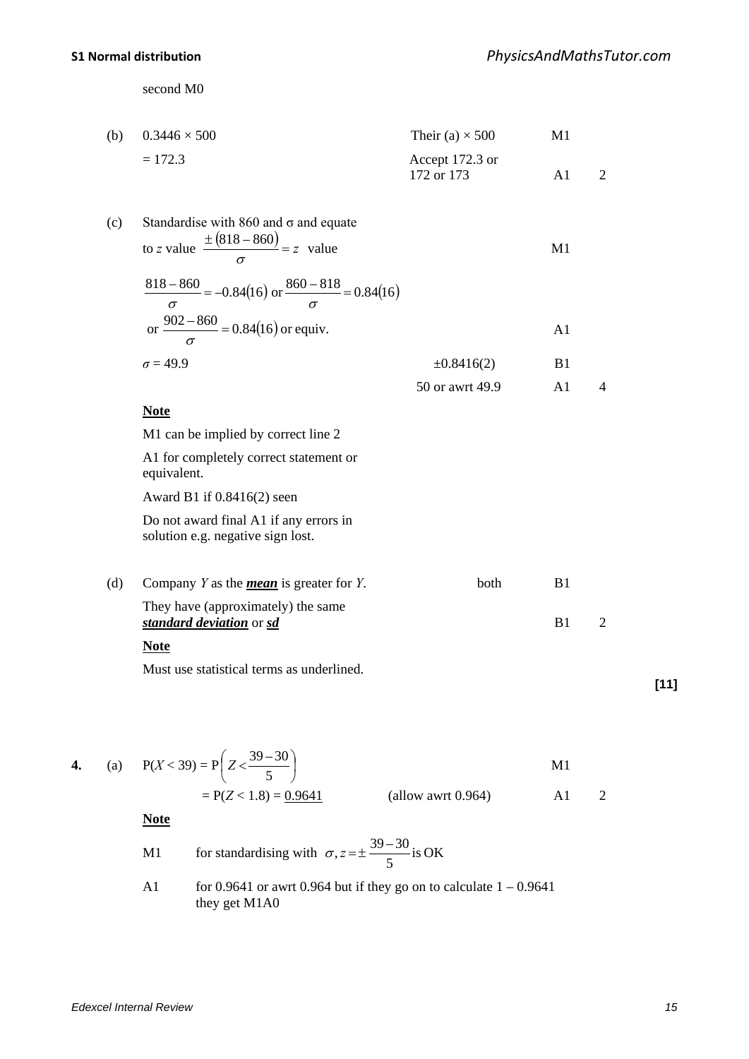second M0

| | | | | |
|---|---|---|---|---|
| (b) | $0.3446 \times 500$ | Their (a) $\times$ 500 | M1 | |
| | $= 172.3$ | Accept 172.3 or 172 or 173 | A1 | 2 |
| (c) | Standardise with 860 and $\sigma$ and equate to $z$ value $\dfrac{\pm(818-860)}{\sigma} = z$ value | | M1 | |
| | $\dfrac{818-860}{\sigma} = -0.84(16)$ or $\dfrac{860-818}{\sigma} = 0.84(16)$ or $\dfrac{902-860}{\sigma} = 0.84(16)$ or equiv. | | A1 | |
| | $\sigma = 49.9$ | $\pm 0.8416(2)$ | B1 | |
| | | 50 or awrt 49.9 | A1 | 4 |

**Note**

M1 can be implied by correct line 2

A1 for completely correct statement or equivalent.

Award B1 if 0.8416(2) seen

Do not award final A1 if any errors in solution e.g. negative sign lost.

| | | | | |
|---|---|---|---|---|
| (d) | Company $Y$ as the ***mean*** is greater for $Y$. | both | B1 | |
| | They have (approximately) the same ***standard deviation*** or ***sd*** | | B1 | 2 |

**Note**

Must use statistical terms as underlined.

**[11]**

**4.** (a) $\text{P}(X < 39) = \text{P}\left(Z < \dfrac{39-30}{5}\right)$ M1

$= \text{P}(Z < 1.8) = \underline{0.9641}$ (allow awrt 0.964) A1 2

**Note**

M1 for standardising with $\sigma, z = \pm\dfrac{39-30}{5}$ is OK

A1 for 0.9641 or awrt 0.964 but if they go on to calculate $1 - 0.9641$ they get M1A0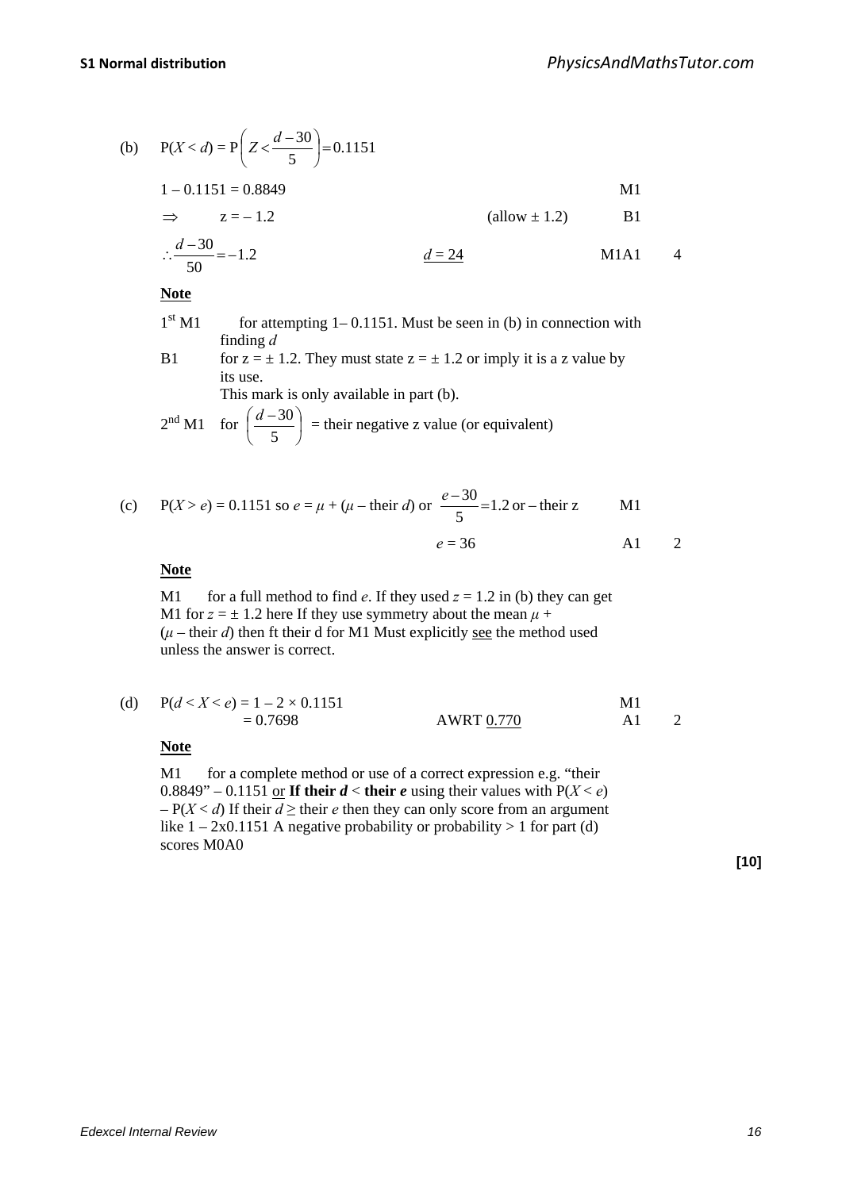(b) $\quad P(X < d) = P\left(Z < \frac{d-30}{5}\right) = 0.1151$

| | | | |
|---|---|---|---|
| $1 - 0.1151 = 0.8849$ | | M1 | |
| $\Rightarrow \quad z = -1.2$ | (allow $\pm 1.2$) | B1 | |
| $\therefore \frac{d-30}{50} = -1.2$ | $\underline{d = 24}$ | M1A1 | 4 |

**Note**

1st M1 for attempting $1 - 0.1151$. Must be seen in (b) in connection with finding $d$

B1 for $z = \pm 1.2$. They must state $z = \pm 1.2$ or imply it is a z value by its use. This mark is only available in part (b).

2nd M1 for $\left(\frac{d-30}{5}\right)$ = their negative z value (or equivalent)

(c) $\quad P(X > e) = 0.1151$ so $e = \mu + (\mu - \text{their } d)$ or $\frac{e-30}{5} = 1.2$ or $-$ their z

| | | |
|---|---|---|
| | M1 | |
| $e = 36$ | A1 | 2 |

**Note**

M1 for a full method to find $e$. If they used $z = 1.2$ in (b) they can get M1 for $z = \pm 1.2$ here If they use symmetry about the mean $\mu + (\mu - \text{their } d)$ then ft their d for M1 Must explicitly see the method used unless the answer is correct.

(d) $\quad P(d < X < e) = 1 - 2 \times 0.1151$

| | | | |
|---|---|---|---|
| $P(d < X < e) = 1 - 2 \times 0.1151$ | | M1 | |
| $= 0.7698$ | AWRT $\underline{0.770}$ | A1 | 2 |

**Note**

M1 for a complete method or use of a correct expression e.g. "their 0.8849" – 0.1151 or **If their $d$ < their $e$** using their values with $P(X < e) - P(X < d)$ If their $d \geq$ their $e$ then they can only score from an argument like $1 - 2\text{x}0.1151$ A negative probability or probability $> 1$ for part (d) scores M0A0

**[10]**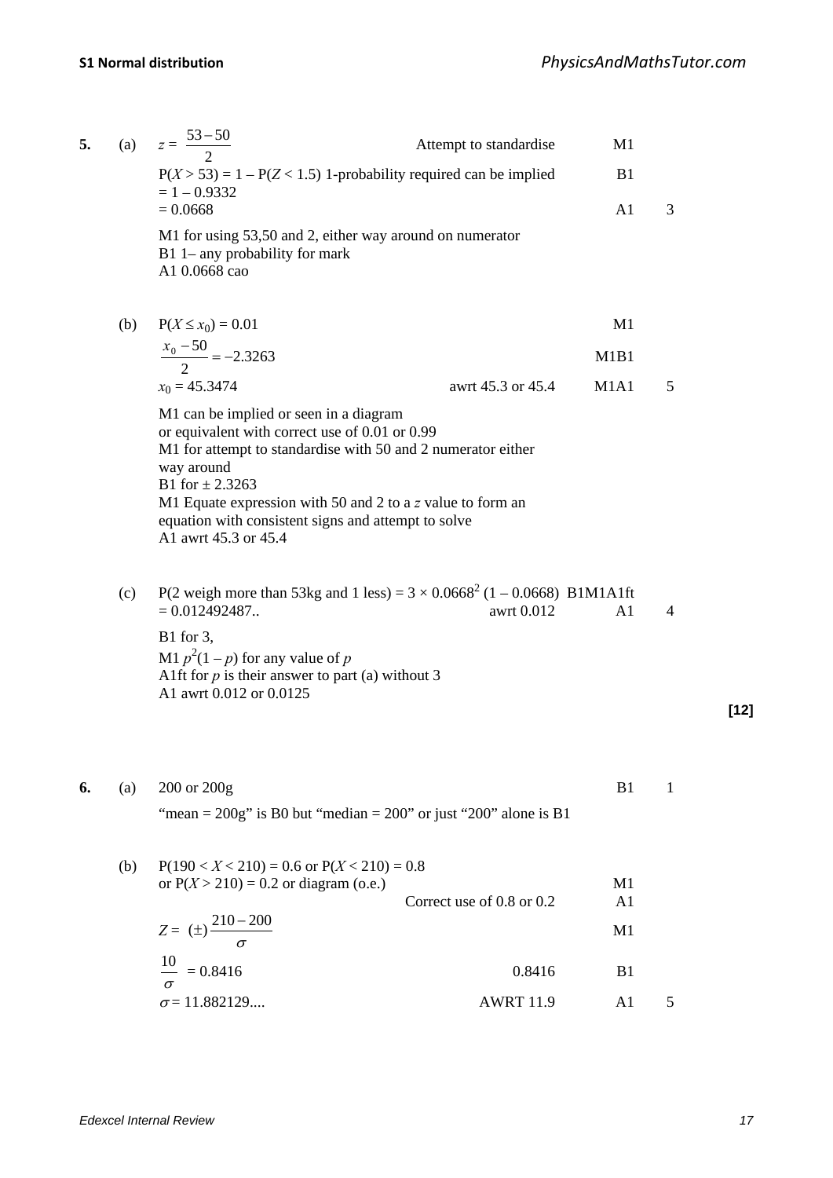**5.** (a) $z = \dfrac{53-50}{2}$ — Attempt to standardise — M1

$P(X > 53) = 1 - P(Z < 1.5)$ 1-probability required can be implied — B1

$= 1 - 0.9332$

$= 0.0668$ — A1 — 3

M1 for using 53,50 and 2, either way around on numerator
B1 1– any probability for mark
A1 0.0668 cao

(b) $P(X \le x_0) = 0.01$ — M1

$\dfrac{x_0 - 50}{2} = -2.3263$ — M1B1

$x_0 = 45.3474$ — awrt 45.3 or 45.4 — M1A1 — 5

M1 can be implied or seen in a diagram
or equivalent with correct use of 0.01 or 0.99
M1 for attempt to standardise with 50 and 2 numerator either way around
B1 for $\pm$ 2.3263
M1 Equate expression with 50 and 2 to a $z$ value to form an equation with consistent signs and attempt to solve
A1 awrt 45.3 or 45.4

(c) P(2 weigh more than 53kg and 1 less) $= 3 \times 0.0668^2\,(1 - 0.0668)$ — B1M1A1ft

$= 0.012492487..$ — awrt 0.012 — A1 — 4

B1 for 3,
M1 $p^2(1 - p)$ for any value of $p$
A1ft for $p$ is their answer to part (a) without 3
A1 awrt 0.012 or 0.0125

**[12]**

**6.** (a) 200 or 200g — B1 — 1

"mean = 200g" is B0 but "median = 200" or just "200" alone is B1

(b) $P(190 < X < 210) = 0.6$ or $P(X < 210) = 0.8$
or $P(X > 210) = 0.2$ or diagram (o.e.) — M1

Correct use of 0.8 or 0.2 — A1

$Z = (\pm)\dfrac{210-200}{\sigma}$ — M1

$\dfrac{10}{\sigma} = 0.8416$ — 0.8416 — B1

$\sigma = 11.882129....$ — AWRT 11.9 — A1 — 5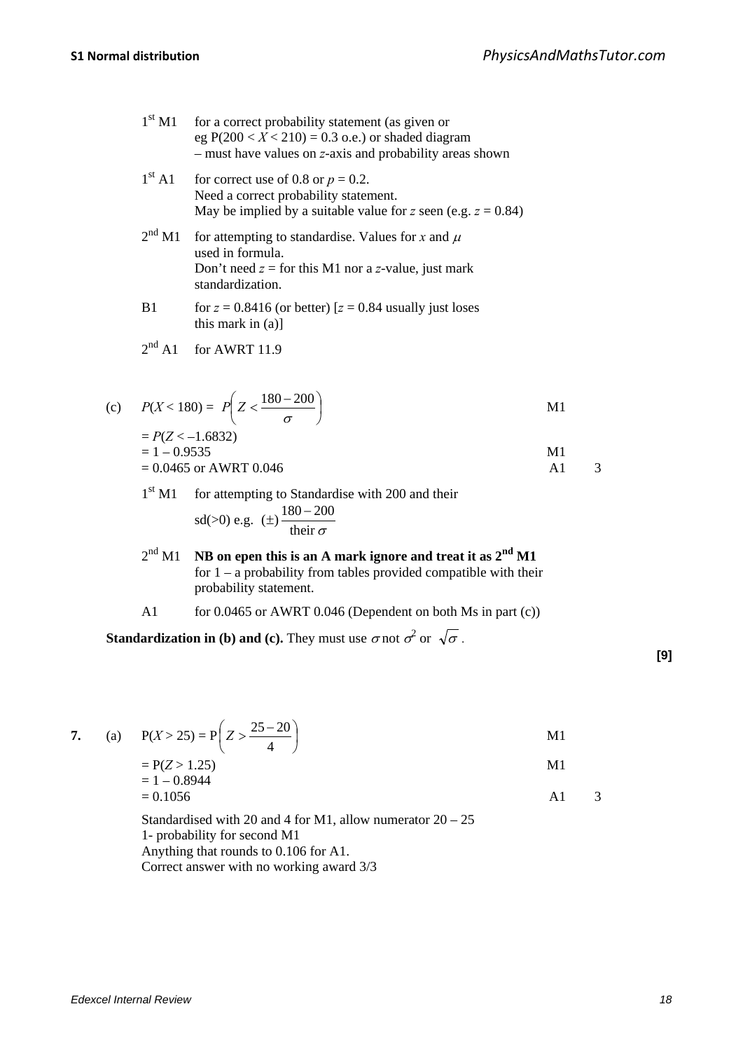$1^{st}$ M1 for a correct probability statement (as given or eg $P(200 < X < 210) = 0.3$ o.e.) or shaded diagram – must have values on $z$-axis and probability areas shown

$1^{st}$ A1 for correct use of 0.8 or $p = 0.2$. Need a correct probability statement. May be implied by a suitable value for $z$ seen (e.g. $z = 0.84$)

$2^{nd}$ M1 for attempting to standardise. Values for $x$ and $\mu$ used in formula. Don't need $z =$ for this M1 nor a $z$-value, just mark standardization.

B1 for $z = 0.8416$ (or better) [$z = 0.84$ usually just loses this mark in (a)]

$2^{nd}$ A1 for AWRT 11.9

(c) $P(X < 180) = P\left(Z < \dfrac{180 - 200}{\sigma}\right)$ M1

$= P(Z < -1.6832)$

$= 1 - 0.9535$ M1

$= 0.0465$ or AWRT 0.046 A1 3

$1^{st}$ M1 for attempting to Standardise with 200 and their sd(>0) e.g. $(\pm)\dfrac{180 - 200}{\text{their } \sigma}$

$2^{nd}$ M1 **NB on epen this is an A mark ignore and treat it as $2^{nd}$ M1** for 1 – a probability from tables provided compatible with their probability statement.

A1 for 0.0465 or AWRT 0.046 (Dependent on both Ms in part (c))

**Standardization in (b) and (c).** They must use $\sigma$ not $\sigma^2$ or $\sqrt{\sigma}$.

**[9]**

**7.** (a) $P(X > 25) = P\left(Z > \dfrac{25 - 20}{4}\right)$ M1

$= P(Z > 1.25)$ M1

$= 1 - 0.8944$

$= 0.1056$ A1 3

Standardised with 20 and 4 for M1, allow numerator $20 - 25$

1- probability for second M1

Anything that rounds to 0.106 for A1.

Correct answer with no working award 3/3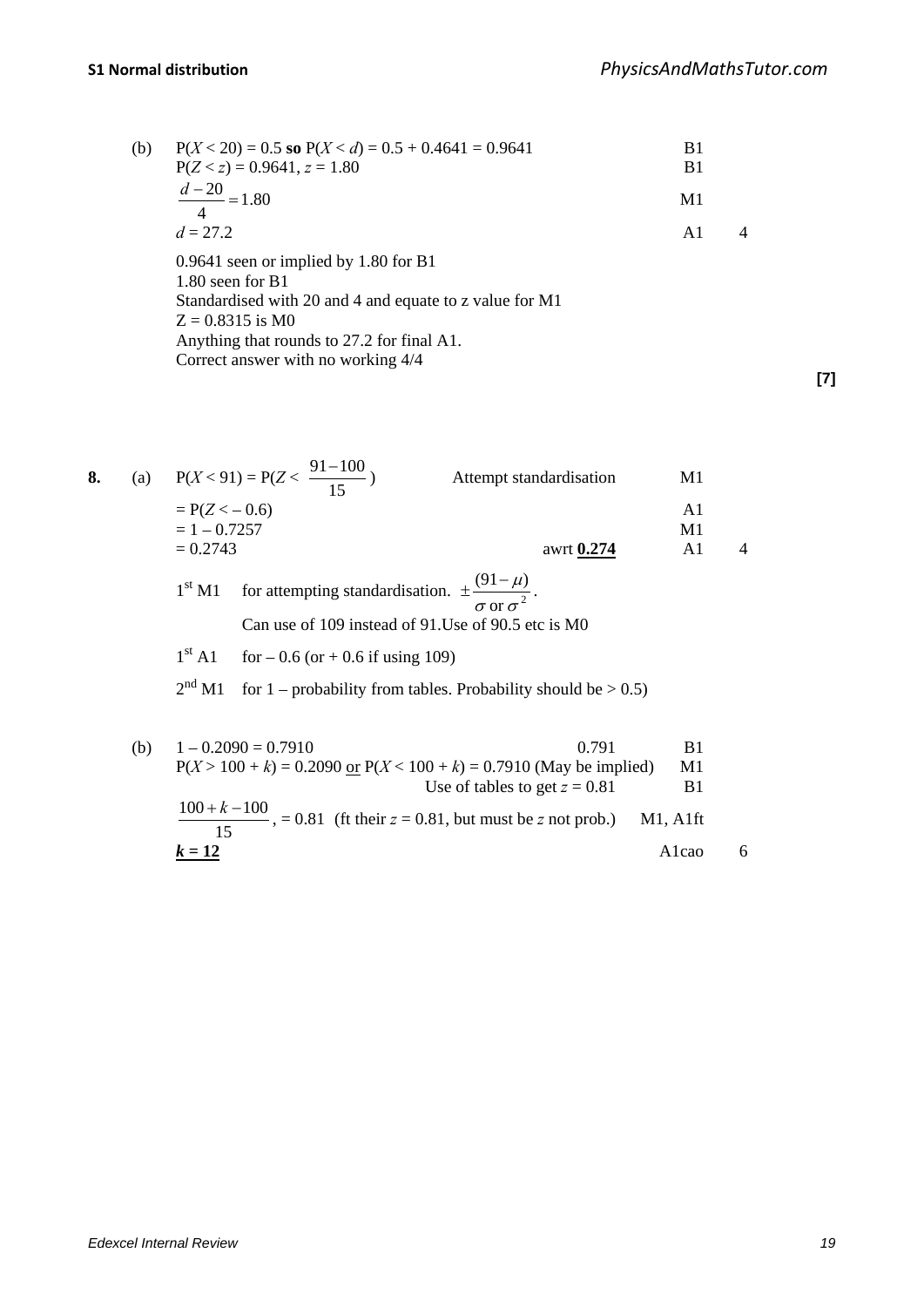(b) $P(X < 20) = 0.5$ **so** $P(X < d) = 0.5 + 0.4641 = 0.9641$ B1

$P(Z < z) = 0.9641$, $z = 1.80$ B1

$\frac{d - 20}{4} = 1.80$ M1

$d = 27.2$ A1 4

0.9641 seen or implied by 1.80 for B1
1.80 seen for B1
Standardised with 20 and 4 and equate to z value for M1
Z = 0.8315 is M0
Anything that rounds to 27.2 for final A1.
Correct answer with no working 4/4

**[7]**

**8.** (a) $P(X < 91) = P(Z < \frac{91 - 100}{15})$ Attempt standardisation M1

$= P(Z < -0.6)$ A1

$= 1 - 0.7257$ M1

$= 0.2743$ awrt **0.274** A1 4

1st M1 for attempting standardisation. $\pm\frac{(91 - \mu)}{\sigma \text{ or } \sigma^2}$.
Can use of 109 instead of 91.Use of 90.5 etc is M0

1st A1 for $-0.6$ (or $+0.6$ if using 109)

2nd M1 for 1 – probability from tables. Probability should be > 0.5)

(b) $1 - 0.2090 = 0.7910$ 0.791 B1

$P(X > 100 + k) = 0.2090$ or $P(X < 100 + k) = 0.7910$ (May be implied) M1

Use of tables to get $z = 0.81$ B1

$\frac{100 + k - 100}{15}$, $= 0.81$ (ft their $z = 0.81$, but must be $z$ not prob.) M1, A1ft

**$k = 12$** A1cao 6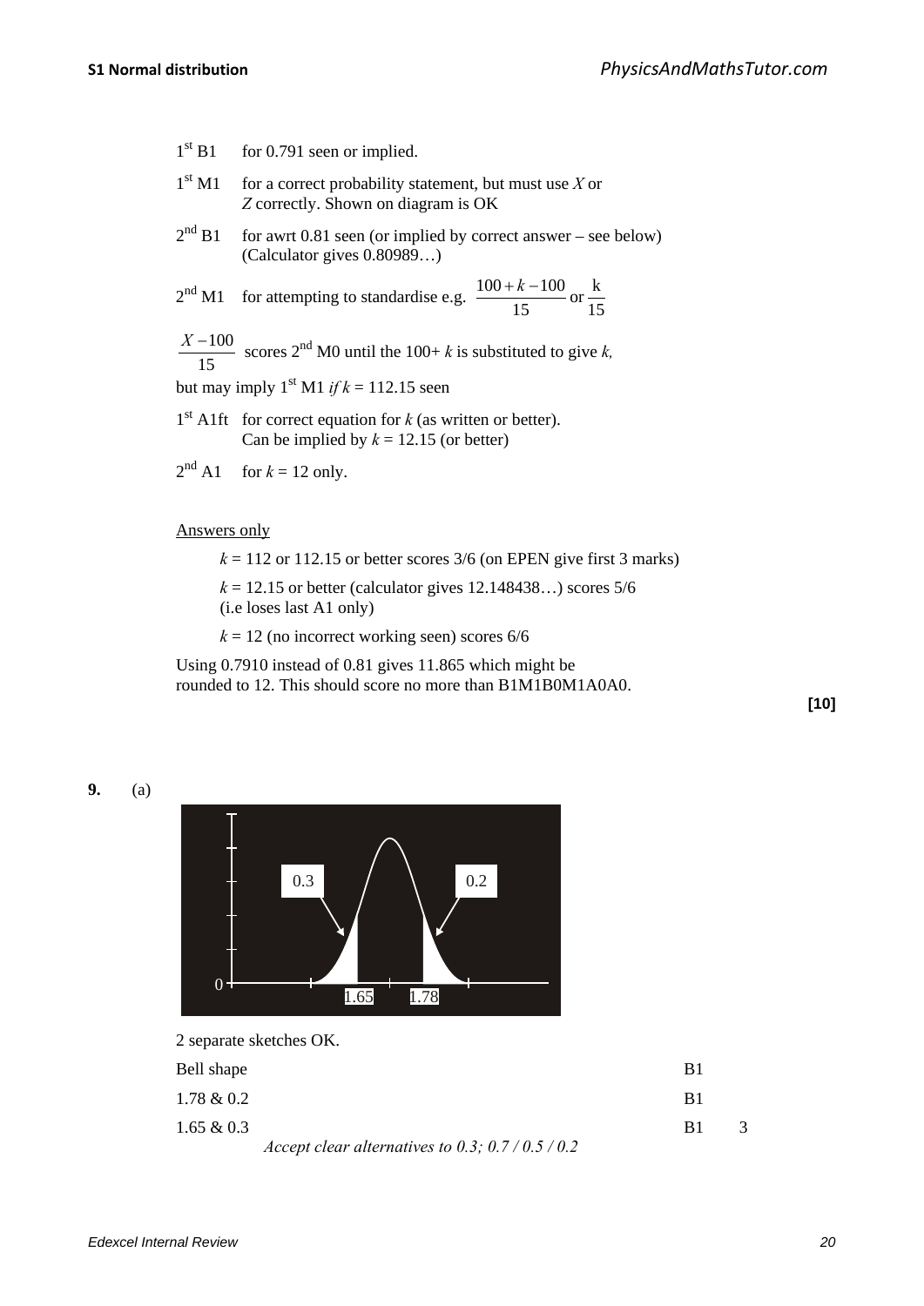1st B1 for 0.791 seen or implied.

1st M1 for a correct probability statement, but must use $X$ or $Z$ correctly. Shown on diagram is OK

2nd B1 for awrt 0.81 seen (or implied by correct answer – see below) (Calculator gives 0.80989…)

2nd M1 for attempting to standardise e.g. $\frac{100+k-100}{15}$ or $\frac{k}{15}$

$\frac{X-100}{15}$ scores 2nd M0 until the 100+ $k$ is substituted to give $k$, but may imply 1st M1 *if* $k$ = 112.15 seen

1st A1ft for correct equation for $k$ (as written or better). Can be implied by $k$ = 12.15 (or better)

2nd A1 for $k$ = 12 only.

Answers only

$k$ = 112 or 112.15 or better scores 3/6 (on EPEN give first 3 marks)

$k$ = 12.15 or better (calculator gives 12.148438…) scores 5/6 (i.e loses last A1 only)

$k$ = 12 (no incorrect working seen) scores 6/6

Using 0.7910 instead of 0.81 gives 11.865 which might be rounded to 12. This should score no more than B1M1B0M1A0A0.

**[10]**

**9.** (a)

2 separate sketches OK.

| | | |
|---|---|---|
| Bell shape | B1 | |
| 1.78 & 0.2 | B1 | |
| 1.65 & 0.3 | B1 | 3 |

*Accept clear alternatives to 0.3; 0.7 / 0.5 / 0.2*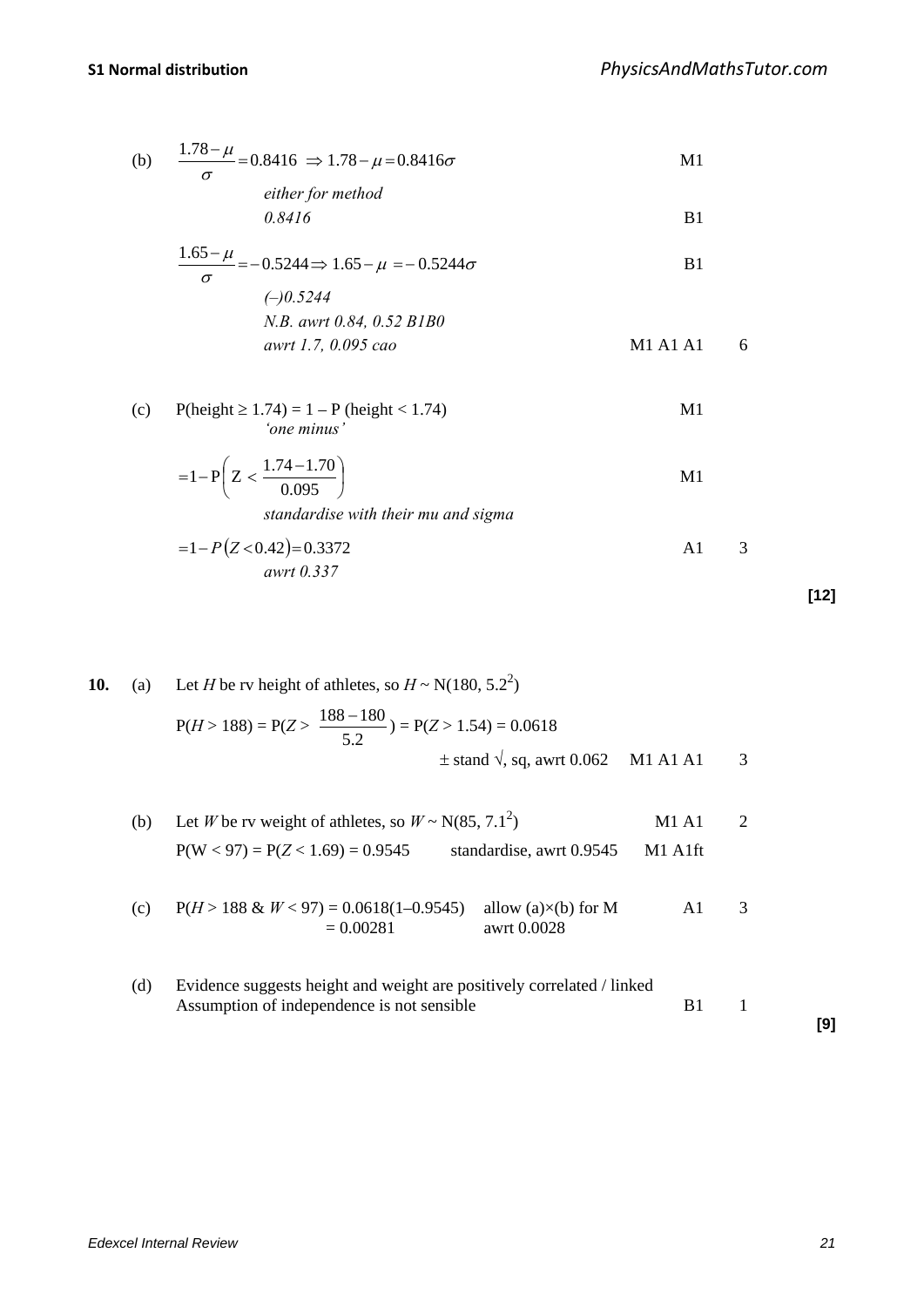(b) $\frac{1.78-\mu}{\sigma}=0.8416 \Rightarrow 1.78-\mu=0.8416\sigma$ — M1

*either for method*

*0.8416* — B1

$\frac{1.65-\mu}{\sigma}=-0.5244 \Rightarrow 1.65-\mu=-0.5244\sigma$ — B1

*(–)0.5244*

*N.B. awrt 0.84, 0.52 B1B0*

*awrt 1.7, 0.095 cao* — M1 A1 A1 — 6

(c) P(height ≥ 1.74) = 1 – P (height < 1.74) — M1

*'one minus'*

$=1-\mathrm{P}\left(Z<\frac{1.74-1.70}{0.095}\right)$ — M1

*standardise with their mu and sigma*

$=1-P(Z<0.42)=0.3372$ — A1 — 3

*awrt 0.337*

**[12]**

**10.** (a) Let $H$ be rv height of athletes, so $H \sim \mathrm{N}(180, 5.2^2)$

$\mathrm{P}(H > 188) = \mathrm{P}(Z > \frac{188-180}{5.2}) = \mathrm{P}(Z > 1.54) = 0.0618$

± stand √, sq, awrt 0.062 — M1 A1 A1 — 3

(b) Let $W$ be rv weight of athletes, so $W \sim \mathrm{N}(85, 7.1^2)$ — M1 A1 — 2

$\mathrm{P}(W < 97) = \mathrm{P}(Z < 1.69) = 0.9545$ — standardise, awrt 0.9545 — M1 A1ft

(c) $\mathrm{P}(H > 188\ \&\ W < 97) = 0.0618(1–0.9545) = 0.00281$ — allow (a)×(b) for M, awrt 0.0028 — A1 — 3

(d) Evidence suggests height and weight are positively correlated / linked
Assumption of independence is not sensible — B1 — 1

**[9]**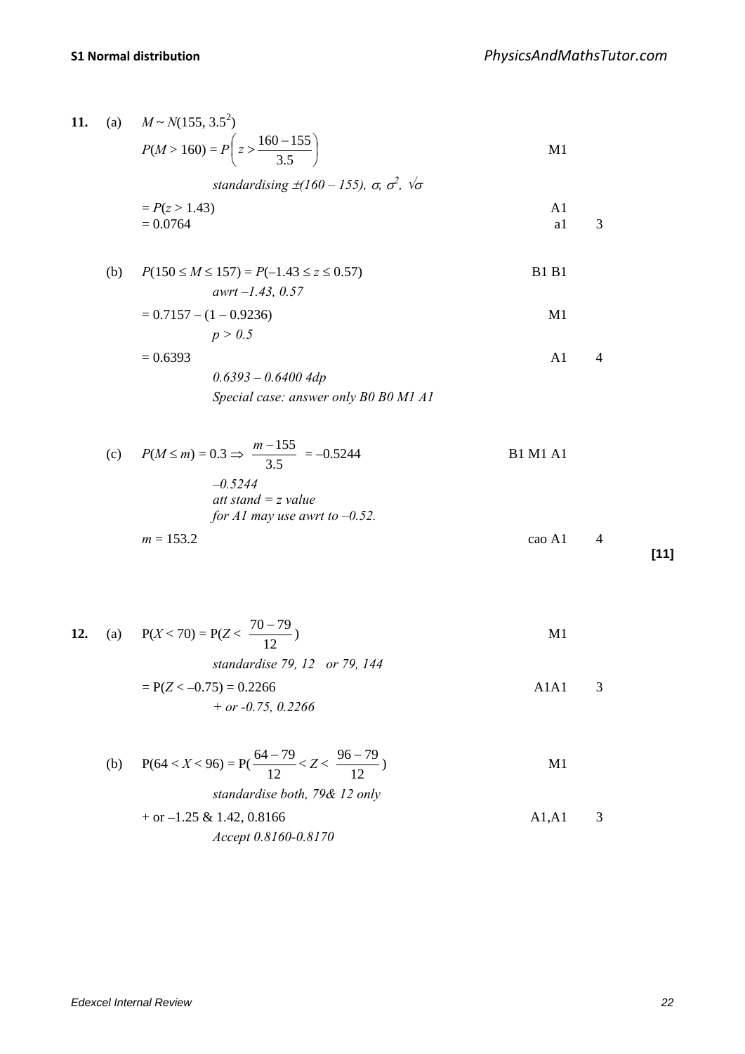**11.** (a) $M \sim N(155, 3.5^2)$

$P(M > 160) = P\left(z > \frac{160 - 155}{3.5}\right)$ M1

*standardising $\pm(160 - 155)$, $\sigma$, $\sigma^2$, $\sqrt{\sigma}$*

$= P(z > 1.43)$ A1

$= 0.0764$ a1 3

(b) $P(150 \leq M \leq 157) = P(-1.43 \leq z \leq 0.57)$ B1 B1

*awrt $-1.43$, $0.57$*

$= 0.7157 - (1 - 0.9236)$ M1

*$p > 0.5$*

$= 0.6393$ A1 4

*0.6393 – 0.6400 4dp*

*Special case: answer only B0 B0 M1 A1*

(c) $P(M \leq m) = 0.3 \Rightarrow \frac{m - 155}{3.5} = -0.5244$ B1 M1 A1

*$-0.5244$*

*att stand = z value*

*for A1 may use awrt to $-0.52$.*

$m = 153.2$ cao A1 4

**[11]**

**12.** (a) $P(X < 70) = P(Z < \frac{70 - 79}{12})$ M1

*standardise 79, 12 or 79, 144*

$= P(Z < -0.75) = 0.2266$ A1A1 3

*+ or -0.75, 0.2266*

(b) $P(64 < X < 96) = P(\frac{64 - 79}{12} < Z < \frac{96 - 79}{12})$ M1

*standardise both, 79& 12 only*

+ or $-1.25$ & $1.42$, $0.8166$ A1,A1 3

*Accept 0.8160-0.8170*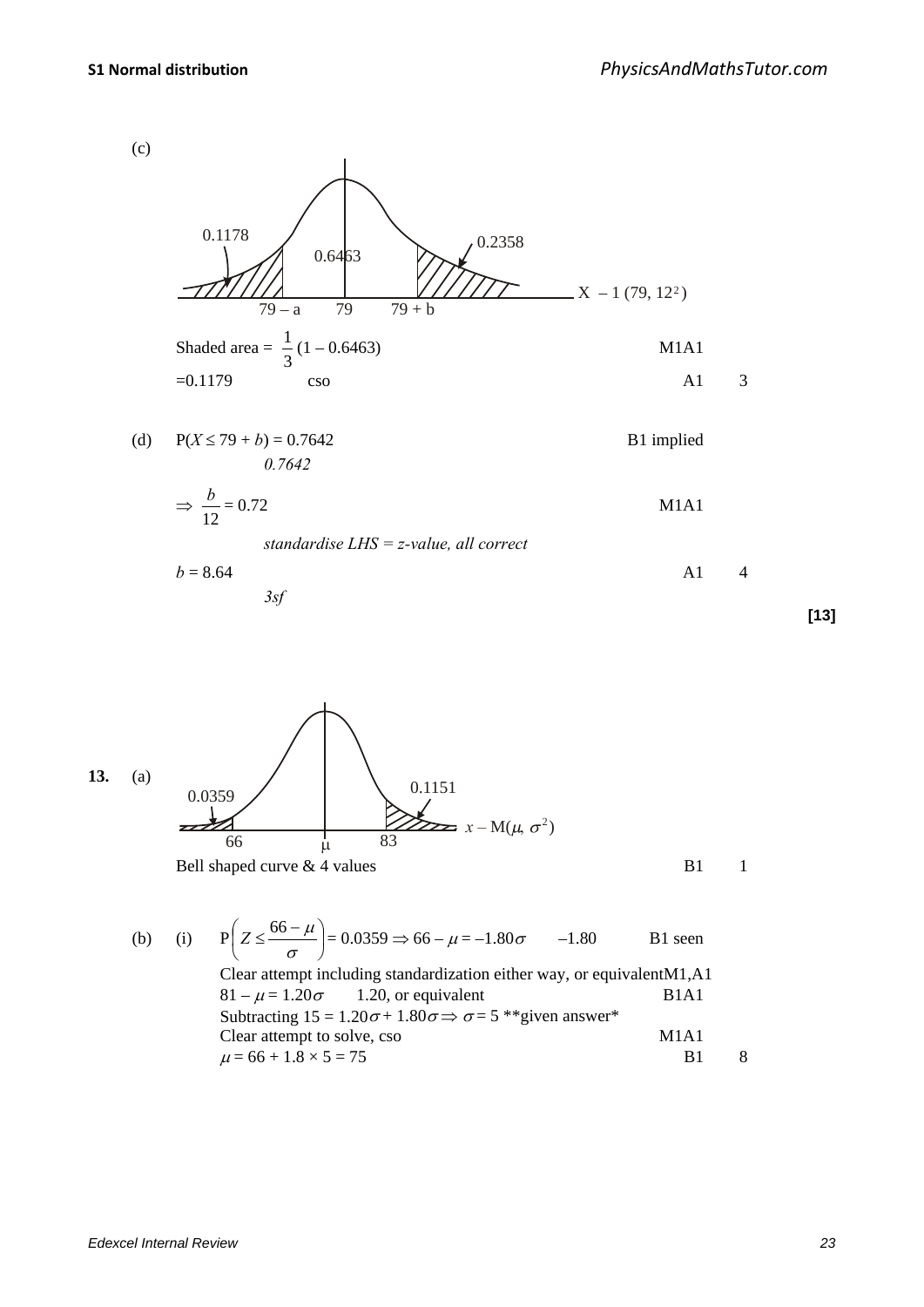(c)

0.1178 &nbsp;&nbsp; 0.6463 &nbsp;&nbsp; 0.2358

$79 - a$ &nbsp;&nbsp; 79 &nbsp;&nbsp; $79 + b$ &nbsp;&nbsp; $X \sim N(79, 12^2)$

| | | | |
|---|---|---|---|
| Shaded area = $\frac{1}{3}(1 - 0.6463)$ | | M1A1 | |
| $= 0.1179$ | cso | A1 | 3 |

(d) $P(X \leq 79 + b) = 0.7642$ &nbsp;&nbsp;&nbsp;&nbsp; B1 implied

*0.7642*

$\Rightarrow \frac{b}{12} = 0.72$ &nbsp;&nbsp;&nbsp;&nbsp; M1A1

*standardise LHS = z-value, all correct*

$b = 8.64$ &nbsp;&nbsp;&nbsp;&nbsp; A1 &nbsp;&nbsp; 4

*3sf*

**[13]**

**13.** (a)

0.0359 &nbsp;&nbsp; 0.1151

66 &nbsp;&nbsp; $\mu$ &nbsp;&nbsp; 83 &nbsp;&nbsp; $x \sim N(\mu, \sigma^2)$

| | | |
|---|---|---|
| Bell shaped curve & 4 values | B1 | 1 |

(b) (i)

| | | |
|---|---|---|
| $P\left(Z \leq \frac{66 - \mu}{\sigma}\right) = 0.0359 \Rightarrow 66 - \mu = -1.80\sigma$ &nbsp;&nbsp; $-1.80$ | B1 seen | |
| Clear attempt including standardization either way, or equivalent | M1,A1 | |
| $81 - \mu = 1.20\sigma$ &nbsp;&nbsp; 1.20, or equivalent | B1A1 | |
| Subtracting $15 = 1.20\sigma + 1.80\sigma \Rightarrow \sigma = 5$ **given answer* | | |
| Clear attempt to solve, cso | M1A1 | |
| $\mu = 66 + 1.8 \times 5 = 75$ | B1 | 8 |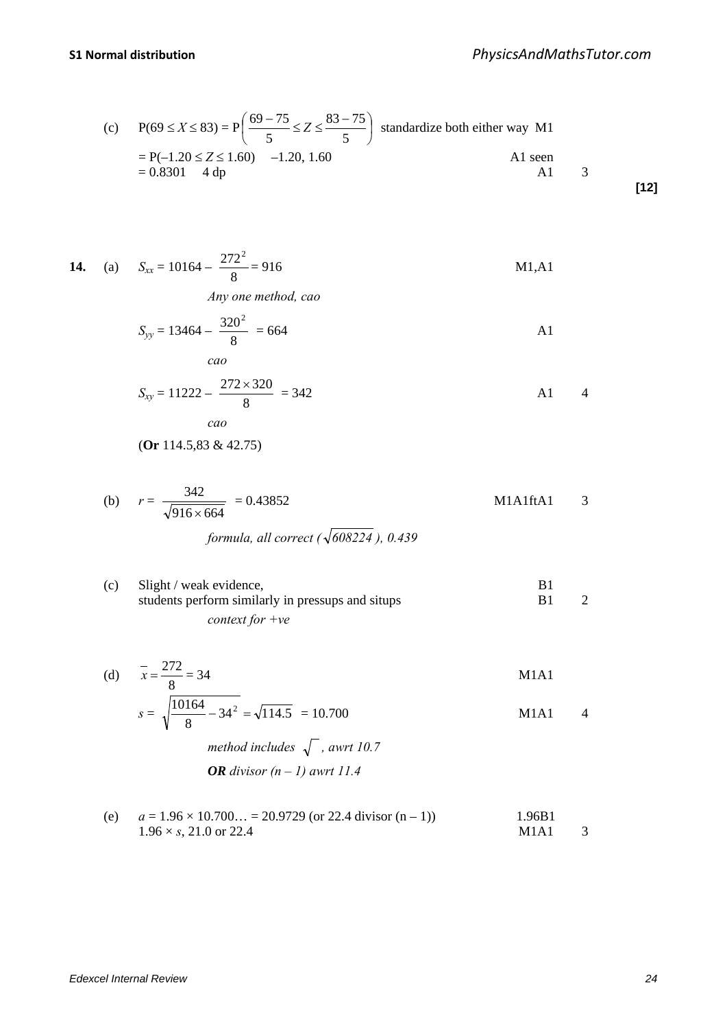(c) $P(69 \le X \le 83) = P\left(\frac{69-75}{5} \le Z \le \frac{83-75}{5}\right)$ standardize both either way M1

$= P(-1.20 \le Z \le 1.60)$ $-1.20, 1.60$ A1 seen

$= 0.8301$ 4 dp A1 3

**[12]**

**14.** (a) $S_{xx} = 10164 - \frac{272^2}{8} = 916$ M1,A1

*Any one method, cao*

$S_{yy} = 13464 - \frac{320^2}{8} = 664$ A1

*cao*

$S_{xy} = 11222 - \frac{272 \times 320}{8} = 342$ A1 4

*cao*

(**Or** 114.5,83 & 42.75)

(b) $r = \frac{342}{\sqrt{916 \times 664}} = 0.43852$ M1A1ftA1 3

*formula, all correct ($\sqrt{608224}$), 0.439*

(c) Slight / weak evidence, B1

students perform similarly in pressups and situps B1 2

*context for +ve*

(d) $\bar{x} = \frac{272}{8} = 34$ M1A1

$s = \sqrt{\frac{10164}{8} - 34^2} = \sqrt{114.5} = 10.700$ M1A1 4

*method includes $\sqrt{\ }$, awrt 10.7*

***OR** divisor $(n-1)$ awrt 11.4*

(e) $a = 1.96 \times 10.700\ldots = 20.9729$ (or 22.4 divisor $(n-1)$) 1.96B1

$1.96 \times s$, 21.0 or 22.4 M1A1 3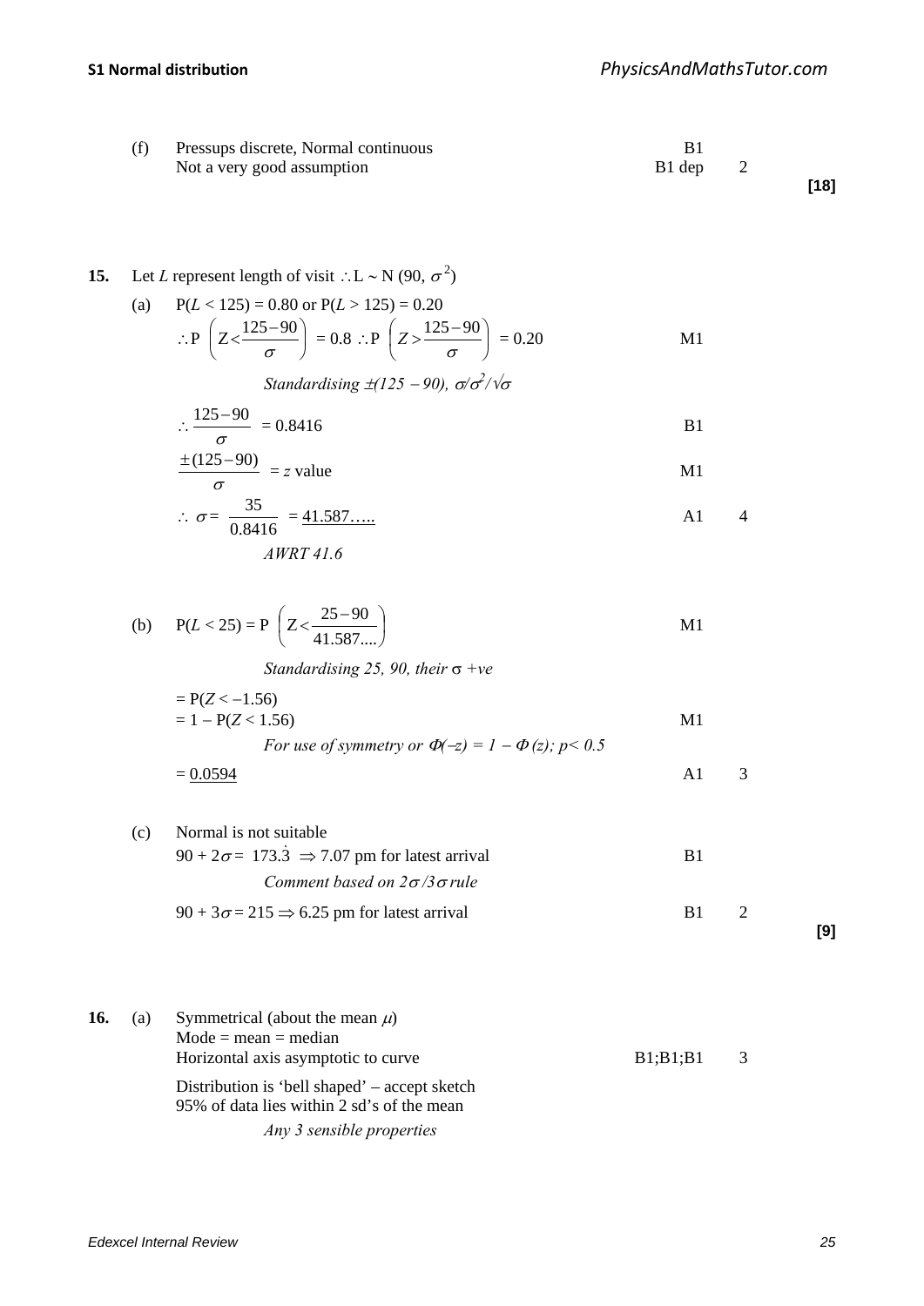(f) Pressups discrete, Normal continuous — B1

Not a very good assumption — B1 dep — 2

**[18]**

**15.** Let $L$ represent length of visit $\therefore L \sim N(90, \sigma^2)$

(a) $P(L < 125) = 0.80$ or $P(L > 125) = 0.20$

$\therefore P\left(Z < \frac{125-90}{\sigma}\right) = 0.8 \; \therefore P\left(Z > \frac{125-90}{\sigma}\right) = 0.20$ — M1

*Standardising $\pm(125 - 90)$, $\sigma/\sigma^2/\sqrt{\sigma}$*

$\therefore \frac{125-90}{\sigma} = 0.8416$ — B1

$\frac{\pm(125-90)}{\sigma} = z$ value — M1

$\therefore \sigma = \frac{35}{0.8416} = \underline{41.587.....}$ — A1 — 4

*AWRT 41.6*

(b) $P(L < 25) = P\left(Z < \frac{25-90}{41.587....}\right)$ — M1

*Standardising 25, 90, their $\sigma$ +ve*

$= P(Z < -1.56)$

$= 1 - P(Z < 1.56)$ — M1

*For use of symmetry or $\Phi(-z) = 1 - \Phi(z)$; $p < 0.5$*

$= \underline{0.0594}$ — A1 — 3

(c) Normal is not suitable

$90 + 2\sigma = 173.\dot{3} \Rightarrow 7.07$ pm for latest arrival — B1

*Comment based on $2\sigma/3\sigma$ rule*

$90 + 3\sigma = 215 \Rightarrow 6.25$ pm for latest arrival — B1 — 2

**[9]**

**16.** (a) Symmetrical (about the mean $\mu$)

Mode = mean = median

Horizontal axis asymptotic to curve — B1;B1;B1 — 3

Distribution is 'bell shaped' – accept sketch

95% of data lies within 2 sd's of the mean

*Any 3 sensible properties*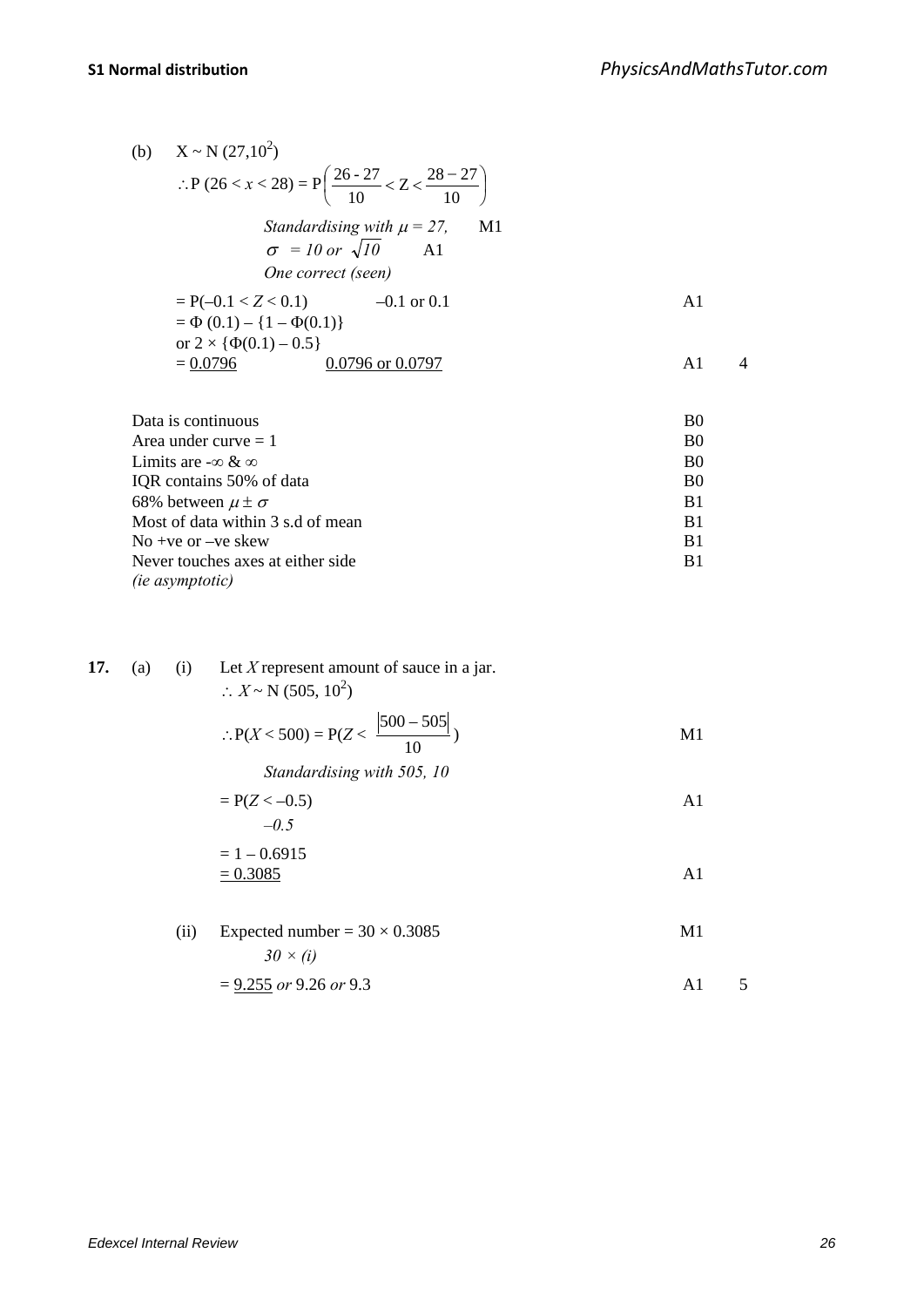(b) $X \sim N(27, 10^2)$

$\therefore P(26 < x < 28) = P\left(\frac{26 - 27}{10} < Z < \frac{28 - 27}{10}\right)$

*Standardising with $\mu = 27$,* M1

$\sigma$ *= 10 or* $\sqrt{10}$ A1

*One correct (seen)*

| | | | |
|---|---|---|---|
| $= P(-0.1 < Z < 0.1)$ | $-0.1$ or $0.1$ | A1 | |
| $= \Phi(0.1) - \{1 - \Phi(0.1)\}$ | | | |
| or $2 \times \{\Phi(0.1) - 0.5\}$ | | | |
| $= \underline{0.0796}$ | $\underline{0.0796 \text{ or } 0.0797}$ | A1 | 4 |

| | |
|---|---|
| Data is continuous | B0 |
| Area under curve = 1 | B0 |
| Limits are $-\infty$ & $\infty$ | B0 |
| IQR contains 50% of data | B0 |
| 68% between $\mu \pm \sigma$ | B1 |
| Most of data within 3 s.d of mean | B1 |
| No +ve or –ve skew | B1 |
| Never touches axes at either side *(ie asymptotic)* | B1 |

**17.** (a) (i) Let $X$ represent amount of sauce in a jar.

$\therefore X \sim N(505, 10^2)$

| | | |
|---|---|---|
| $\therefore P(X < 500) = P(Z < \frac{\lvert 500 - 505 \rvert}{10})$ | M1 | |
| *Standardising with 505, 10* | | |
| $= P(Z < -0.5)$ | A1 | |
| *$-0.5$* | | |
| $= 1 - 0.6915$ | | |
| $= \underline{0.3085}$ | A1 | |

(ii)

| | | |
|---|---|---|
| Expected number $= 30 \times 0.3085$ | M1 | |
| *$30 \times$ (i)* | | |
| $= \underline{9.255}$ *or* 9.26 *or* 9.3 | A1 | 5 |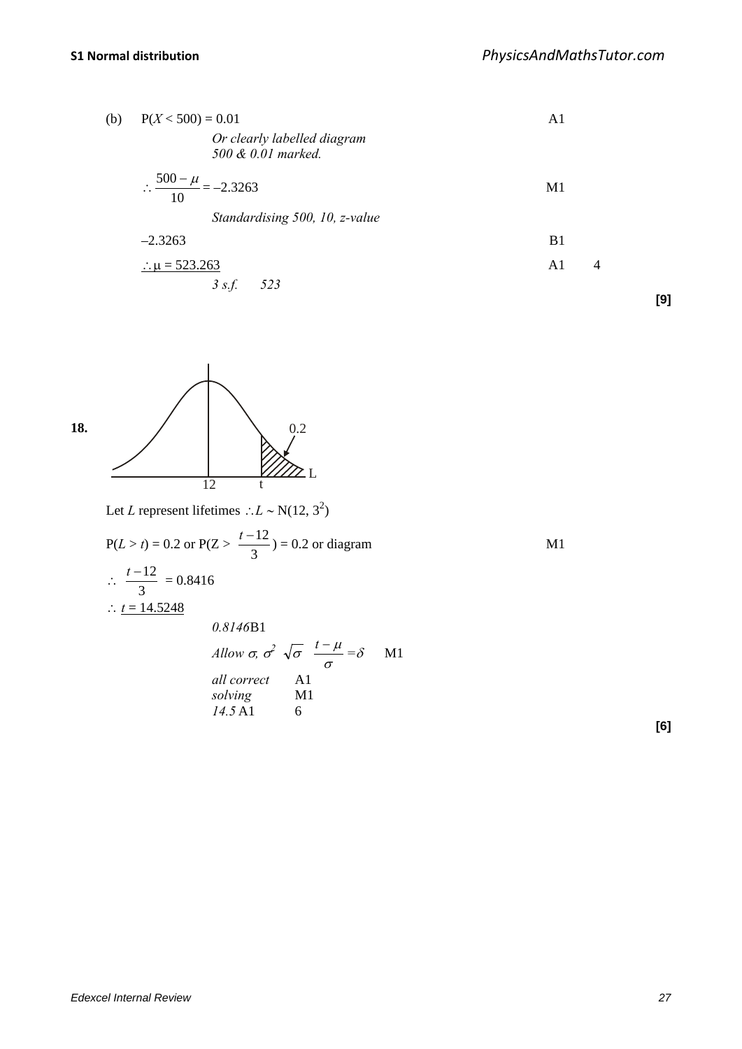(b) $P(X < 500) = 0.01$ A1

*Or clearly labelled diagram 500 & 0.01 marked.*

$\therefore \frac{500 - \mu}{10} = -2.3263$ M1

*Standardising 500, 10, z-value*

$-2.3263$ B1

$\therefore \mu = 523.263$ A1 4

*3 s.f. 523*

**[9]**

**18.**

Let $L$ represent lifetimes $\therefore L \sim N(12, 3^2)$

$P(L > t) = 0.2$ or $P(Z > \frac{t-12}{3}) = 0.2$ or diagram M1

$\therefore \frac{t-12}{3} = 0.8416$

$\therefore t = 14.5248$

*0.8146* B1

*Allow* $\sigma, \sigma^2 \ \sqrt{\sigma} \ \frac{t-\mu}{\sigma} = \delta$ M1

*all correct* A1

*solving* M1

*14.5* A1 6

**[6]**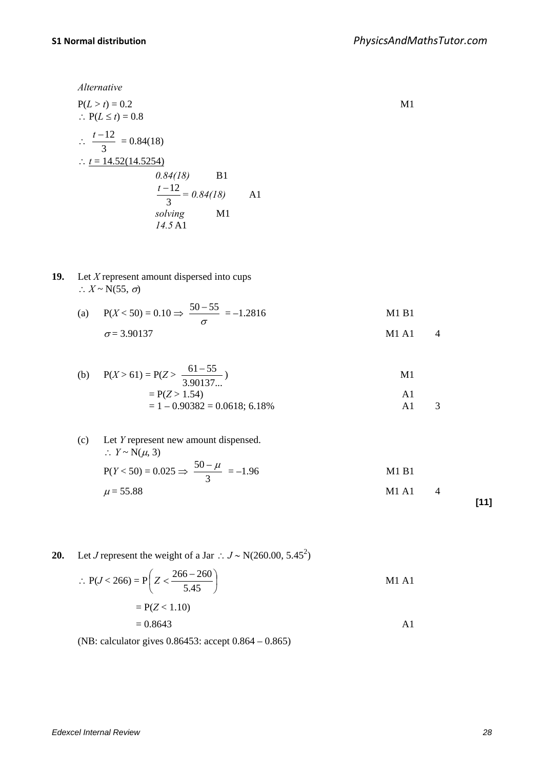*Alternative*

$P(L > t) = 0.2$ M1

$\therefore P(L \le t) = 0.8$

$\therefore \dfrac{t-12}{3} = 0.84(18)$

$\therefore \underline{t = 14.52(14.5254)}$

*0.84(18)* B1

$\dfrac{t-12}{3} = 0.84(18)$ A1

*solving* M1

*14.5* A1

**19.** Let $X$ represent amount dispersed into cups

$\therefore X \sim N(55, \sigma)$

(a) $P(X < 50) = 0.10 \Rightarrow \dfrac{50-55}{\sigma} = -1.2816$ M1 B1

$\sigma = 3.90137$ M1 A1 4

(b) $P(X > 61) = P(Z > \dfrac{61-55}{3.90137...})$ M1

$= P(Z > 1.54)$ A1

$= 1 - 0.90382 = 0.0618; 6.18\%$ A1 3

(c) Let $Y$ represent new amount dispensed.

$\therefore Y \sim N(\mu, 3)$

$P(Y < 50) = 0.025 \Rightarrow \dfrac{50-\mu}{3} = -1.96$ M1 B1

$\mu = 55.88$ M1 A1 4

**[11]**

**20.** Let $J$ represent the weight of a Jar $\therefore J \sim N(260.00, 5.45^2)$

$\therefore P(J < 266) = P\left(Z < \dfrac{266-260}{5.45}\right)$ M1 A1

$= P(Z < 1.10)$

$= 0.8643$ A1

(NB: calculator gives 0.86453: accept 0.864 – 0.865)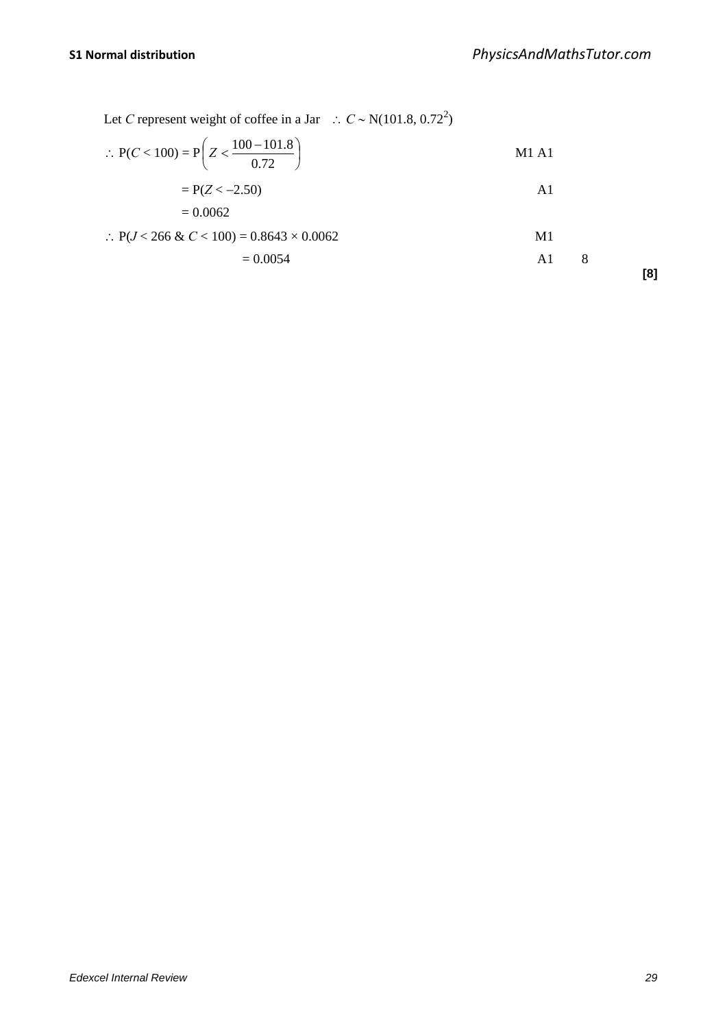Let $C$ represent weight of coffee in a Jar $\therefore\ C \sim \text{N}(101.8,\ 0.72^2)$

| | | |
|---|---|---|
| $\therefore\ \text{P}(C < 100) = \text{P}\left(Z < \dfrac{100 - 101.8}{0.72}\right)$ | M1 A1 | |
| $= \text{P}(Z < -2.50)$ | A1 | |
| $= 0.0062$ | | |
| $\therefore\ \text{P}(J < 266\ \&\ C < 100) = 0.8643 \times 0.0062$ | M1 | |
| $= 0.0054$ | A1 | 8 |

**[8]**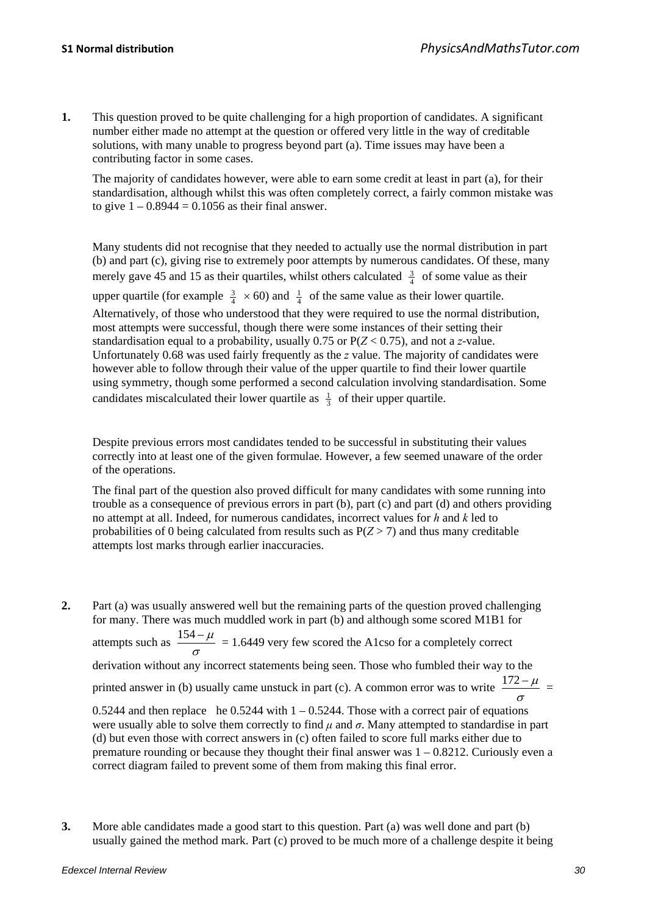1. This question proved to be quite challenging for a high proportion of candidates. A significant number either made no attempt at the question or offered very little in the way of creditable solutions, with many unable to progress beyond part (a). Time issues may have been a contributing factor in some cases.

   The majority of candidates however, were able to earn some credit at least in part (a), for their standardisation, although whilst this was often completely correct, a fairly common mistake was to give $1 – 0.8944 = 0.1056$ as their final answer.

   Many students did not recognise that they needed to actually use the normal distribution in part (b) and part (c), giving rise to extremely poor attempts by numerous candidates. Of these, many merely gave 45 and 15 as their quartiles, whilst others calculated $\frac{3}{4}$ of some value as their upper quartile (for example $\frac{3}{4} \times 60$) and $\frac{1}{4}$ of the same value as their lower quartile. Alternatively, of those who understood that they were required to use the normal distribution, most attempts were successful, though there were some instances of their setting their standardisation equal to a probability, usually 0.75 or $P(Z < 0.75)$, and not a $z$-value. Unfortunately 0.68 was used fairly frequently as the $z$ value. The majority of candidates were however able to follow through their value of the upper quartile to find their lower quartile using symmetry, though some performed a second calculation involving standardisation. Some candidates miscalculated their lower quartile as $\frac{1}{3}$ of their upper quartile.

   Despite previous errors most candidates tended to be successful in substituting their values correctly into at least one of the given formulae. However, a few seemed unaware of the order of the operations.

   The final part of the question also proved difficult for many candidates with some running into trouble as a consequence of previous errors in part (b), part (c) and part (d) and others providing no attempt at all. Indeed, for numerous candidates, incorrect values for $h$ and $k$ led to probabilities of 0 being calculated from results such as $P(Z > 7)$ and thus many creditable attempts lost marks through earlier inaccuracies.

2. Part (a) was usually answered well but the remaining parts of the question proved challenging for many. There was much muddled work in part (b) and although some scored M1B1 for attempts such as $\frac{154 - \mu}{\sigma} = 1.6449$ very few scored the A1cso for a completely correct derivation without any incorrect statements being seen. Those who fumbled their way to the printed answer in (b) usually came unstuck in part (c). A common error was to write $\frac{172 - \mu}{\sigma} =$ 0.5244 and then replace  he 0.5244 with $1 – 0.5244$. Those with a correct pair of equations were usually able to solve them correctly to find $\mu$ and $\sigma$. Many attempted to standardise in part (d) but even those with correct answers in (c) often failed to score full marks either due to premature rounding or because they thought their final answer was $1 – 0.8212$. Curiously even a correct diagram failed to prevent some of them from making this final error.

3. More able candidates made a good start to this question. Part (a) was well done and part (b) usually gained the method mark. Part (c) proved to be much more of a challenge despite it being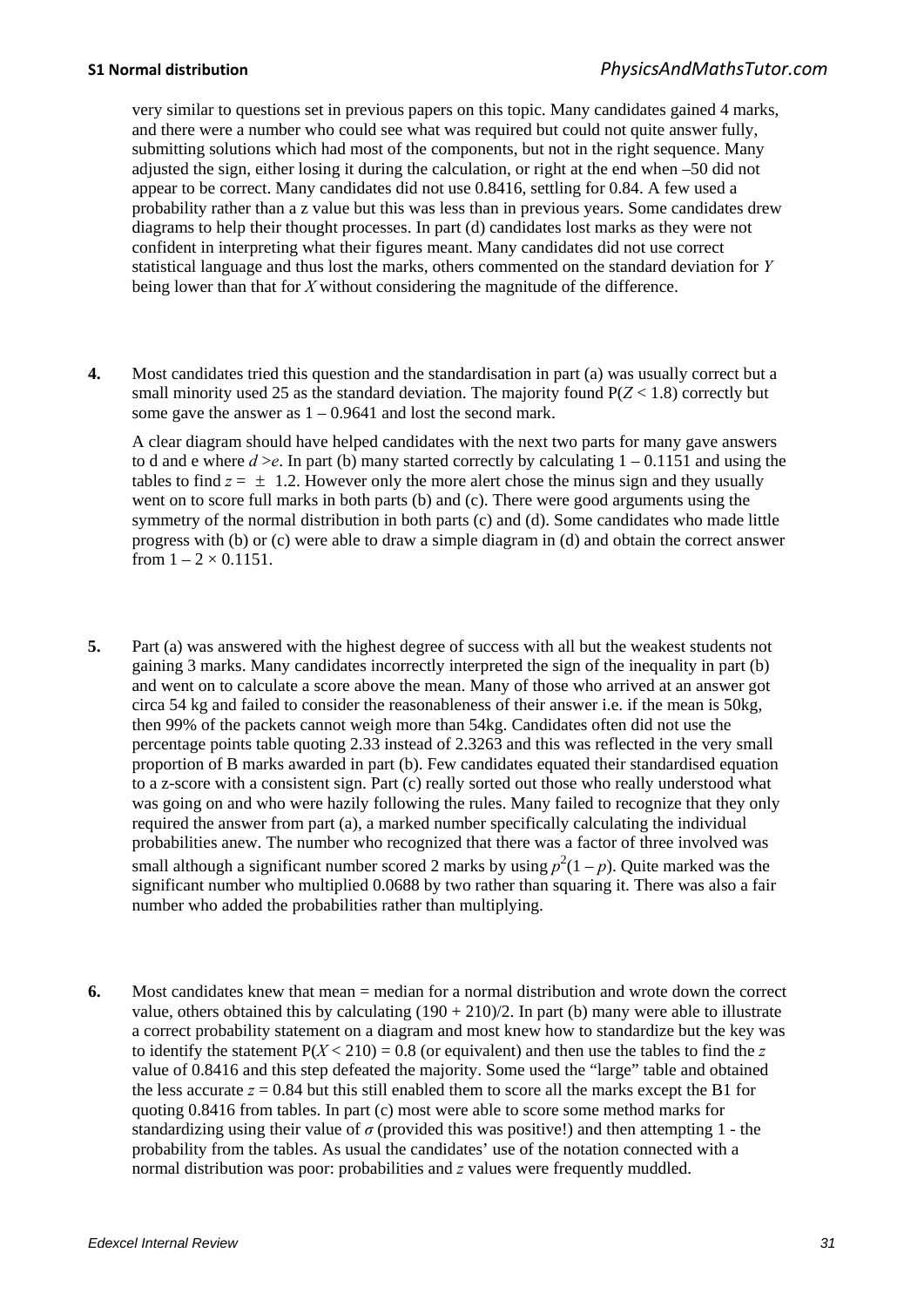very similar to questions set in previous papers on this topic. Many candidates gained 4 marks, and there were a number who could see what was required but could not quite answer fully, submitting solutions which had most of the components, but not in the right sequence. Many adjusted the sign, either losing it during the calculation, or right at the end when –50 did not appear to be correct. Many candidates did not use 0.8416, settling for 0.84. A few used a probability rather than a z value but this was less than in previous years. Some candidates drew diagrams to help their thought processes. In part (d) candidates lost marks as they were not confident in interpreting what their figures meant. Many candidates did not use correct statistical language and thus lost the marks, others commented on the standard deviation for $Y$ being lower than that for $X$ without considering the magnitude of the difference.

**4.** Most candidates tried this question and the standardisation in part (a) was usually correct but a small minority used 25 as the standard deviation. The majority found $P(Z < 1.8)$ correctly but some gave the answer as $1 - 0.9641$ and lost the second mark.

A clear diagram should have helped candidates with the next two parts for many gave answers to d and e where $d > e$. In part (b) many started correctly by calculating $1 - 0.1151$ and using the tables to find $z = \pm 1.2$. However only the more alert chose the minus sign and they usually went on to score full marks in both parts (b) and (c). There were good arguments using the symmetry of the normal distribution in both parts (c) and (d). Some candidates who made little progress with (b) or (c) were able to draw a simple diagram in (d) and obtain the correct answer from $1 - 2 \times 0.1151$.

**5.** Part (a) was answered with the highest degree of success with all but the weakest students not gaining 3 marks. Many candidates incorrectly interpreted the sign of the inequality in part (b) and went on to calculate a score above the mean. Many of those who arrived at an answer got circa 54 kg and failed to consider the reasonableness of their answer i.e. if the mean is 50kg, then 99% of the packets cannot weigh more than 54kg. Candidates often did not use the percentage points table quoting 2.33 instead of 2.3263 and this was reflected in the very small proportion of B marks awarded in part (b). Few candidates equated their standardised equation to a z-score with a consistent sign. Part (c) really sorted out those who really understood what was going on and who were hazily following the rules. Many failed to recognize that they only required the answer from part (a), a marked number specifically calculating the individual probabilities anew. The number who recognized that there was a factor of three involved was small although a significant number scored 2 marks by using $p^2(1 - p)$. Quite marked was the significant number who multiplied 0.0688 by two rather than squaring it. There was also a fair number who added the probabilities rather than multiplying.

**6.** Most candidates knew that mean = median for a normal distribution and wrote down the correct value, others obtained this by calculating $(190 + 210)/2$. In part (b) many were able to illustrate a correct probability statement on a diagram and most knew how to standardize but the key was to identify the statement $P(X < 210) = 0.8$ (or equivalent) and then use the tables to find the $z$ value of 0.8416 and this step defeated the majority. Some used the "large" table and obtained the less accurate $z = 0.84$ but this still enabled them to score all the marks except the B1 for quoting 0.8416 from tables. In part (c) most were able to score some method marks for standardizing using their value of $\sigma$ (provided this was positive!) and then attempting 1 - the probability from the tables. As usual the candidates' use of the notation connected with a normal distribution was poor: probabilities and $z$ values were frequently muddled.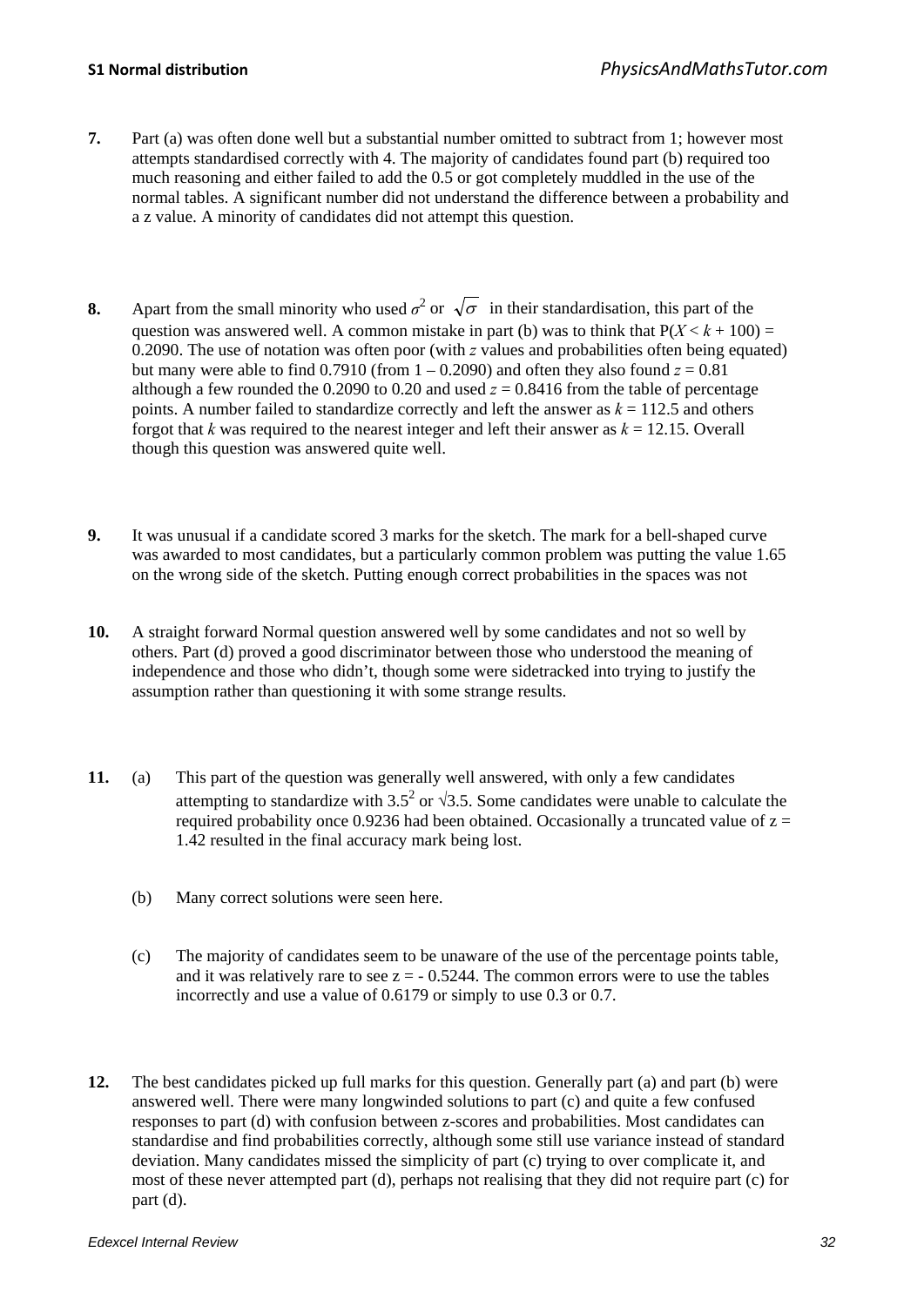**7.** Part (a) was often done well but a substantial number omitted to subtract from 1; however most attempts standardised correctly with 4. The majority of candidates found part (b) required too much reasoning and either failed to add the 0.5 or got completely muddled in the use of the normal tables. A significant number did not understand the difference between a probability and a z value. A minority of candidates did not attempt this question.

**8.** Apart from the small minority who used $\sigma^2$ or $\sqrt{\sigma}$ in their standardisation, this part of the question was answered well. A common mistake in part (b) was to think that $P(X < k + 100) = 0.2090$. The use of notation was often poor (with $z$ values and probabilities often being equated) but many were able to find 0.7910 (from $1 - 0.2090$) and often they also found $z = 0.81$ although a few rounded the 0.2090 to 0.20 and used $z = 0.8416$ from the table of percentage points. A number failed to standardize correctly and left the answer as $k = 112.5$ and others forgot that $k$ was required to the nearest integer and left their answer as $k = 12.15$. Overall though this question was answered quite well.

**9.** It was unusual if a candidate scored 3 marks for the sketch. The mark for a bell-shaped curve was awarded to most candidates, but a particularly common problem was putting the value 1.65 on the wrong side of the sketch. Putting enough correct probabilities in the spaces was not

**10.** A straight forward Normal question answered well by some candidates and not so well by others. Part (d) proved a good discriminator between those who understood the meaning of independence and those who didn't, though some were sidetracked into trying to justify the assumption rather than questioning it with some strange results.

**11.** (a) This part of the question was generally well answered, with only a few candidates attempting to standardize with $3.5^2$ or $\sqrt{3.5}$. Some candidates were unable to calculate the required probability once 0.9236 had been obtained. Occasionally a truncated value of $z = 1.42$ resulted in the final accuracy mark being lost.

(b) Many correct solutions were seen here.

(c) The majority of candidates seem to be unaware of the use of the percentage points table, and it was relatively rare to see $z = -0.5244$. The common errors were to use the tables incorrectly and use a value of 0.6179 or simply to use 0.3 or 0.7.

**12.** The best candidates picked up full marks for this question. Generally part (a) and part (b) were answered well. There were many longwinded solutions to part (c) and quite a few confused responses to part (d) with confusion between z-scores and probabilities. Most candidates can standardise and find probabilities correctly, although some still use variance instead of standard deviation. Many candidates missed the simplicity of part (c) trying to over complicate it, and most of these never attempted part (d), perhaps not realising that they did not require part (c) for part (d).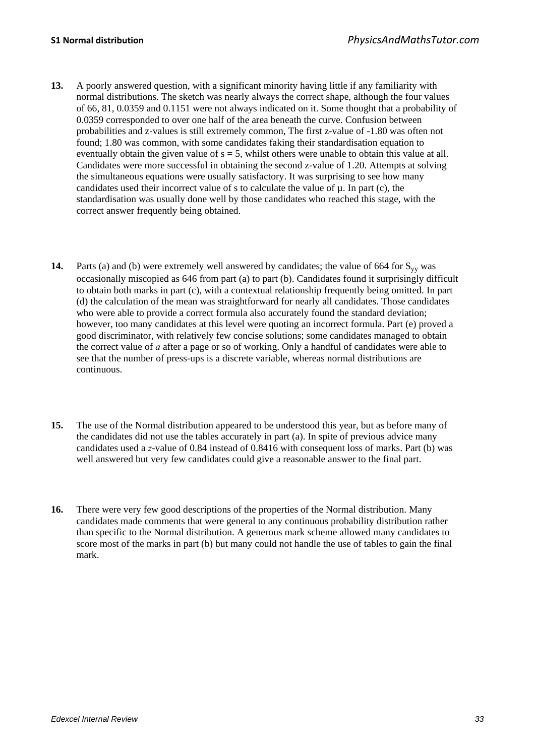**13.** A poorly answered question, with a significant minority having little if any familiarity with normal distributions. The sketch was nearly always the correct shape, although the four values of 66, 81, 0.0359 and 0.1151 were not always indicated on it. Some thought that a probability of 0.0359 corresponded to over one half of the area beneath the curve. Confusion between probabilities and z-values is still extremely common, The first z-value of -1.80 was often not found; 1.80 was common, with some candidates faking their standardisation equation to eventually obtain the given value of s = 5, whilst others were unable to obtain this value at all. Candidates were more successful in obtaining the second z-value of 1.20. Attempts at solving the simultaneous equations were usually satisfactory. It was surprising to see how many candidates used their incorrect value of s to calculate the value of μ. In part (c), the standardisation was usually done well by those candidates who reached this stage, with the correct answer frequently being obtained.

**14.** Parts (a) and (b) were extremely well answered by candidates; the value of 664 for $S_{yy}$ was occasionally miscopied as 646 from part (a) to part (b). Candidates found it surprisingly difficult to obtain both marks in part (c), with a contextual relationship frequently being omitted. In part (d) the calculation of the mean was straightforward for nearly all candidates. Those candidates who were able to provide a correct formula also accurately found the standard deviation; however, too many candidates at this level were quoting an incorrect formula. Part (e) proved a good discriminator, with relatively few concise solutions; some candidates managed to obtain the correct value of *a* after a page or so of working. Only a handful of candidates were able to see that the number of press-ups is a discrete variable, whereas normal distributions are continuous.

**15.** The use of the Normal distribution appeared to be understood this year, but as before many of the candidates did not use the tables accurately in part (a). In spite of previous advice many candidates used a *z*-value of 0.84 instead of 0.8416 with consequent loss of marks. Part (b) was well answered but very few candidates could give a reasonable answer to the final part.

**16.** There were very few good descriptions of the properties of the Normal distribution. Many candidates made comments that were general to any continuous probability distribution rather than specific to the Normal distribution. A generous mark scheme allowed many candidates to score most of the marks in part (b) but many could not handle the use of tables to gain the final mark.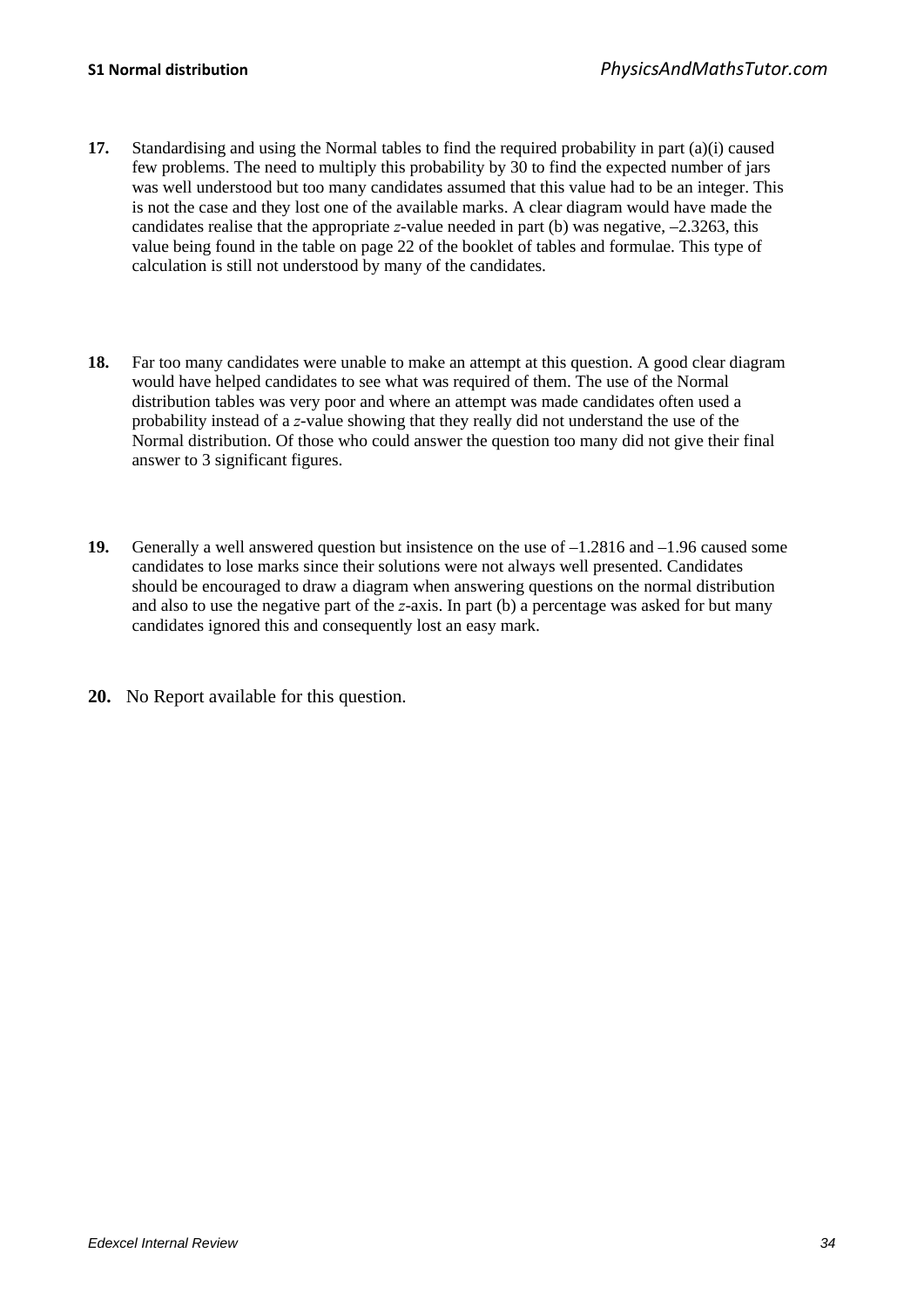**17.** Standardising and using the Normal tables to find the required probability in part (a)(i) caused few problems. The need to multiply this probability by 30 to find the expected number of jars was well understood but too many candidates assumed that this value had to be an integer. This is not the case and they lost one of the available marks. A clear diagram would have made the candidates realise that the appropriate $z$-value needed in part (b) was negative, $-2.3263$, this value being found in the table on page 22 of the booklet of tables and formulae. This type of calculation is still not understood by many of the candidates.

**18.** Far too many candidates were unable to make an attempt at this question. A good clear diagram would have helped candidates to see what was required of them. The use of the Normal distribution tables was very poor and where an attempt was made candidates often used a probability instead of a $z$-value showing that they really did not understand the use of the Normal distribution. Of those who could answer the question too many did not give their final answer to 3 significant figures.

**19.** Generally a well answered question but insistence on the use of $-1.2816$ and $-1.96$ caused some candidates to lose marks since their solutions were not always well presented. Candidates should be encouraged to draw a diagram when answering questions on the normal distribution and also to use the negative part of the $z$-axis. In part (b) a percentage was asked for but many candidates ignored this and consequently lost an easy mark.

**20.** No Report available for this question.